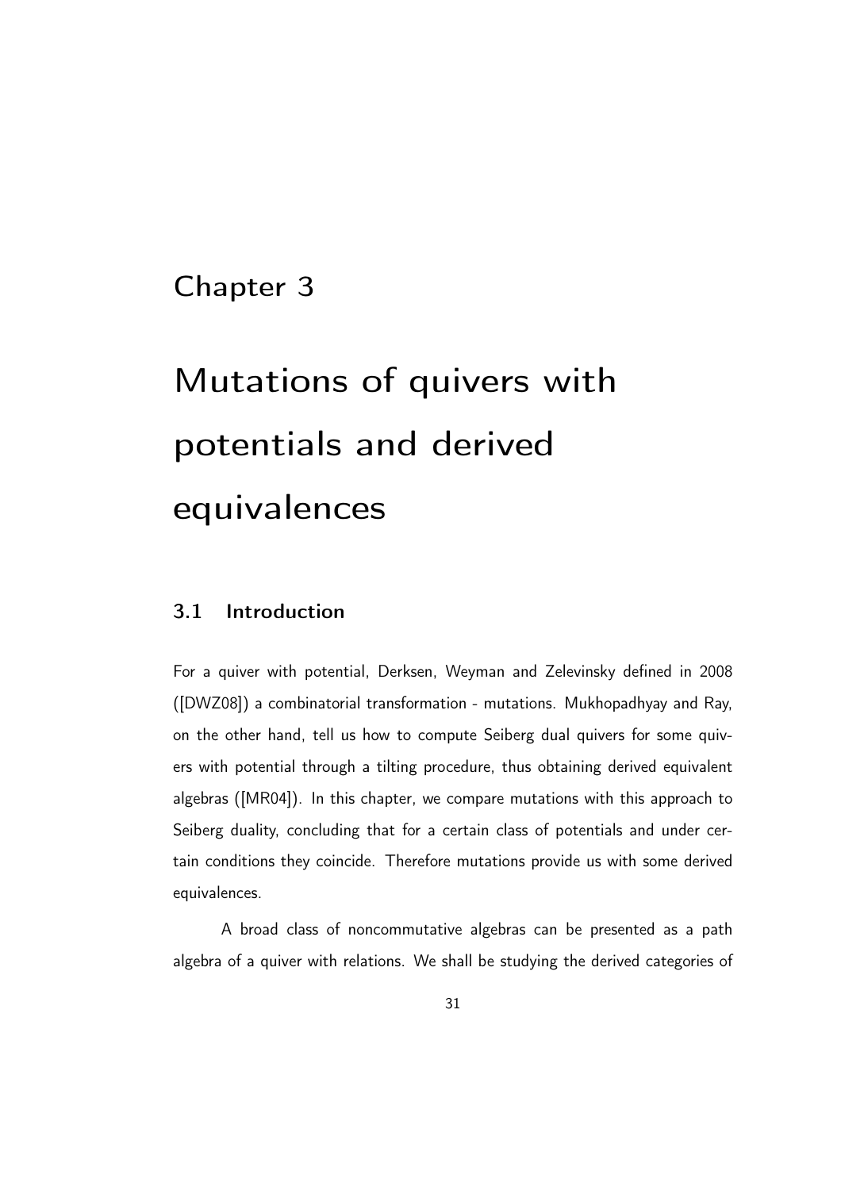# Chapter 3

# Mutations of quivers with potentials and derived equivalences

## 3.1 Introduction

For a quiver with potential, Derksen, Weyman and Zelevinsky defined in 2008 ([DWZ08]) a combinatorial transformation - mutations. Mukhopadhyay and Ray, on the other hand, tell us how to compute Seiberg dual quivers for some quivers with potential through a tilting procedure, thus obtaining derived equivalent algebras ([MR04]). In this chapter, we compare mutations with this approach to Seiberg duality, concluding that for a certain class of potentials and under certain conditions they coincide. Therefore mutations provide us with some derived equivalences.

A broad class of noncommutative algebras can be presented as a path algebra of a quiver with relations. We shall be studying the derived categories of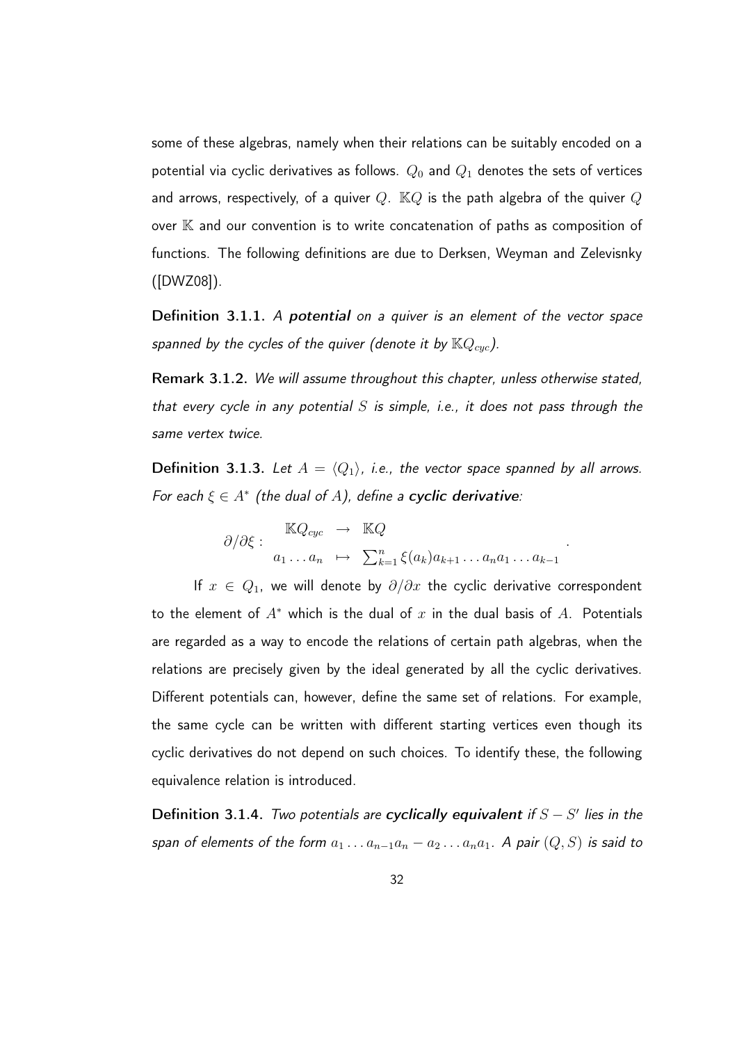some of these algebras, namely when their relations can be suitably encoded on a potential via cyclic derivatives as follows. $Q_0$ and $Q_1$ denotes the sets of vertices and arrows, respectively, of a quiver $Q$. $\mathbb{K}Q$ is the path algebra of the quiver $Q$ over $\mathbb{K}$ and our convention is to write concatenation of paths as composition of functions. The following definitions are due to Derksen, Weyman and Zelevisnky ([DWZ08]).

**Definition 3.1.1.** *A **potential** on a quiver is an element of the vector space spanned by the cycles of the quiver (denote it by $\mathbb{K}Q_{cyc}$).*

**Remark 3.1.2.** *We will assume throughout this chapter, unless otherwise stated, that every cycle in any potential $S$ is simple, i.e., it does not pass through the same vertex twice.*

**Definition 3.1.3.** *Let $A = \langle Q_1 \rangle$, i.e., the vector space spanned by all arrows. For each $\xi \in A^*$ (the dual of $A$), define a **cyclic derivative**:*

$$\partial/\partial\xi : \begin{array}{ccc} \mathbb{K}Q_{cyc} & \rightarrow & \mathbb{K}Q \\ a_1 \dots a_n & \mapsto & \sum_{k=1}^{n} \xi(a_k) a_{k+1} \dots a_n a_1 \dots a_{k-1} \end{array}.$$

If $x \in Q_1$, we will denote by $\partial/\partial x$ the cyclic derivative correspondent to the element of $A^*$ which is the dual of $x$ in the dual basis of $A$. Potentials are regarded as a way to encode the relations of certain path algebras, when the relations are precisely given by the ideal generated by all the cyclic derivatives. Different potentials can, however, define the same set of relations. For example, the same cycle can be written with different starting vertices even though its cyclic derivatives do not depend on such choices. To identify these, the following equivalence relation is introduced.

**Definition 3.1.4.** *Two potentials are **cyclically equivalent** if $S - S'$ lies in the span of elements of the form $a_1 \dots a_{n-1} a_n - a_2 \dots a_n a_1$. A pair $(Q, S)$ is said to*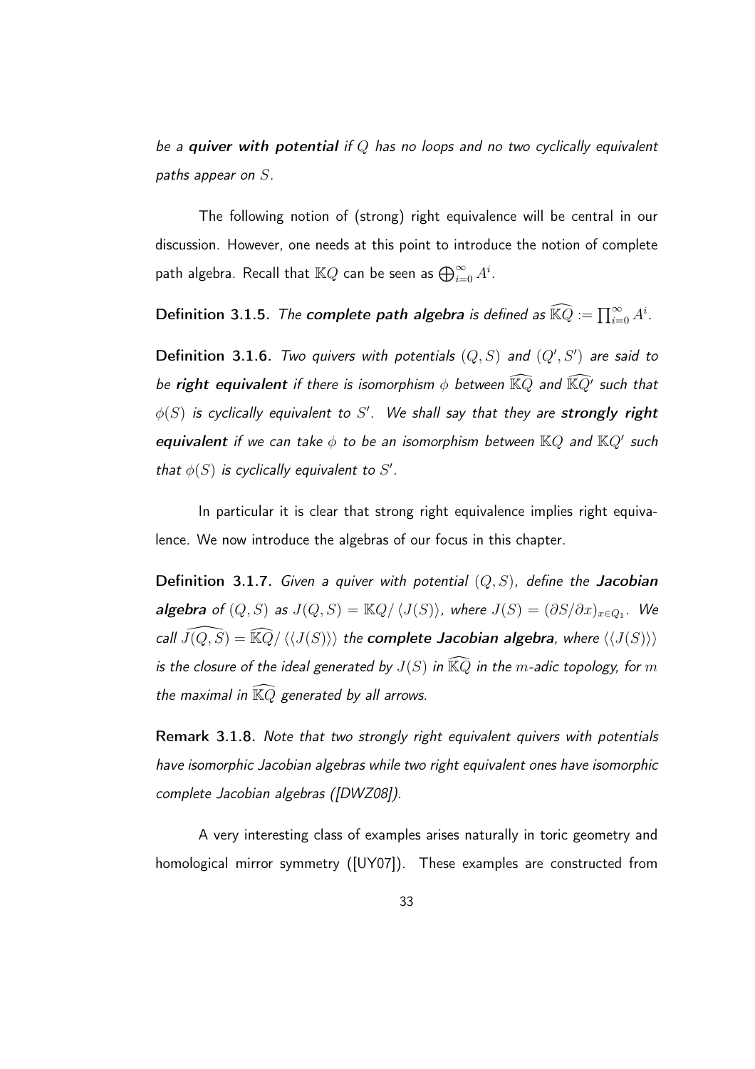*be a **quiver with potential** if $Q$ has no loops and no two cyclically equivalent paths appear on $S$.*

The following notion of (strong) right equivalence will be central in our discussion. However, one needs at this point to introduce the notion of complete path algebra. Recall that $\mathbb{K}Q$ can be seen as $\bigoplus_{i=0}^{\infty} A^i$.

**Definition 3.1.5.** *The **complete path algebra** is defined as $\widehat{\mathbb{K}Q} := \prod_{i=0}^{\infty} A^i$.*

**Definition 3.1.6.** *Two quivers with potentials $(Q, S)$ and $(Q', S')$ are said to be **right equivalent** if there is isomorphism $\phi$ between $\widehat{\mathbb{K}Q}$ and $\widehat{\mathbb{K}Q'}$ such that $\phi(S)$ is cyclically equivalent to $S'$. We shall say that they are **strongly right equivalent** if we can take $\phi$ to be an isomorphism between $\mathbb{K}Q$ and $\mathbb{K}Q'$ such that $\phi(S)$ is cyclically equivalent to $S'$.*

In particular it is clear that strong right equivalence implies right equivalence. We now introduce the algebras of our focus in this chapter.

**Definition 3.1.7.** *Given a quiver with potential $(Q, S)$, define the **Jacobian algebra** of $(Q, S)$ as $J(Q, S) = \mathbb{K}Q / \langle J(S) \rangle$, where $J(S) = (\partial S / \partial x)_{x \in Q_1}$. We call $\widehat{J(Q, S)} = \widehat{\mathbb{K}Q} / \langle\langle J(S) \rangle\rangle$ the **complete Jacobian algebra**, where $\langle\langle J(S) \rangle\rangle$ is the closure of the ideal generated by $J(S)$ in $\widehat{\mathbb{K}Q}$ in the $m$-adic topology, for $m$ the maximal in $\widehat{\mathbb{K}Q}$ generated by all arrows.*

**Remark 3.1.8.** *Note that two strongly right equivalent quivers with potentials have isomorphic Jacobian algebras while two right equivalent ones have isomorphic complete Jacobian algebras ([DWZ08]).*

A very interesting class of examples arises naturally in toric geometry and homological mirror symmetry ([UY07]). These examples are constructed from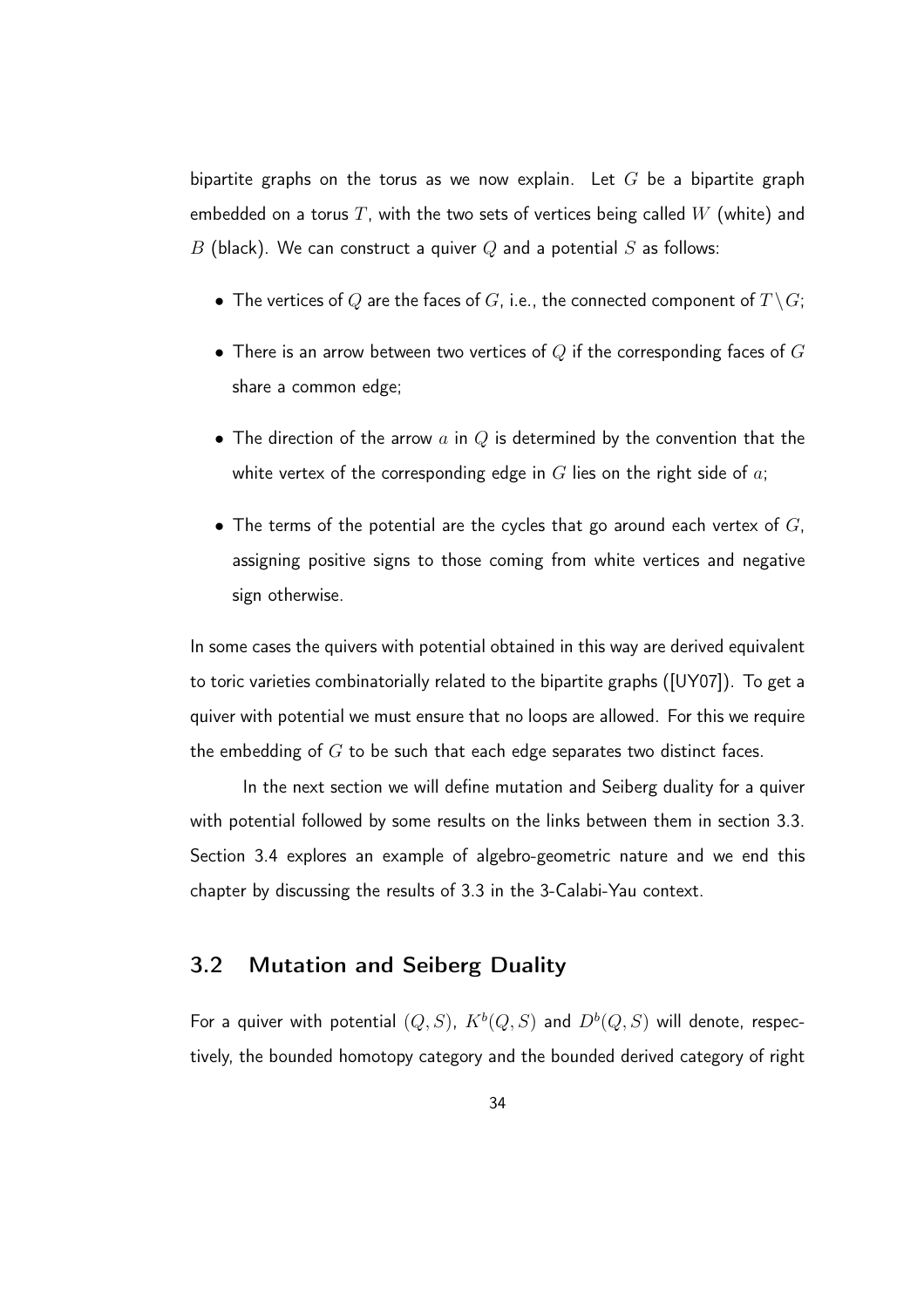bipartite graphs on the torus as we now explain. Let $G$ be a bipartite graph embedded on a torus $T$, with the two sets of vertices being called $W$ (white) and $B$ (black). We can construct a quiver $Q$ and a potential $S$ as follows:

- The vertices of $Q$ are the faces of $G$, i.e., the connected component of $T \setminus G$;
- There is an arrow between two vertices of $Q$ if the corresponding faces of $G$ share a common edge;
- The direction of the arrow $a$ in $Q$ is determined by the convention that the white vertex of the corresponding edge in $G$ lies on the right side of $a$;
- The terms of the potential are the cycles that go around each vertex of $G$, assigning positive signs to those coming from white vertices and negative sign otherwise.

In some cases the quivers with potential obtained in this way are derived equivalent to toric varieties combinatorially related to the bipartite graphs ([UY07]). To get a quiver with potential we must ensure that no loops are allowed. For this we require the embedding of $G$ to be such that each edge separates two distinct faces.

In the next section we will define mutation and Seiberg duality for a quiver with potential followed by some results on the links between them in section 3.3. Section 3.4 explores an example of algebro-geometric nature and we end this chapter by discussing the results of 3.3 in the 3-Calabi-Yau context.

## 3.2 Mutation and Seiberg Duality

For a quiver with potential $(Q, S)$, $K^b(Q, S)$ and $D^b(Q, S)$ will denote, respectively, the bounded homotopy category and the bounded derived category of right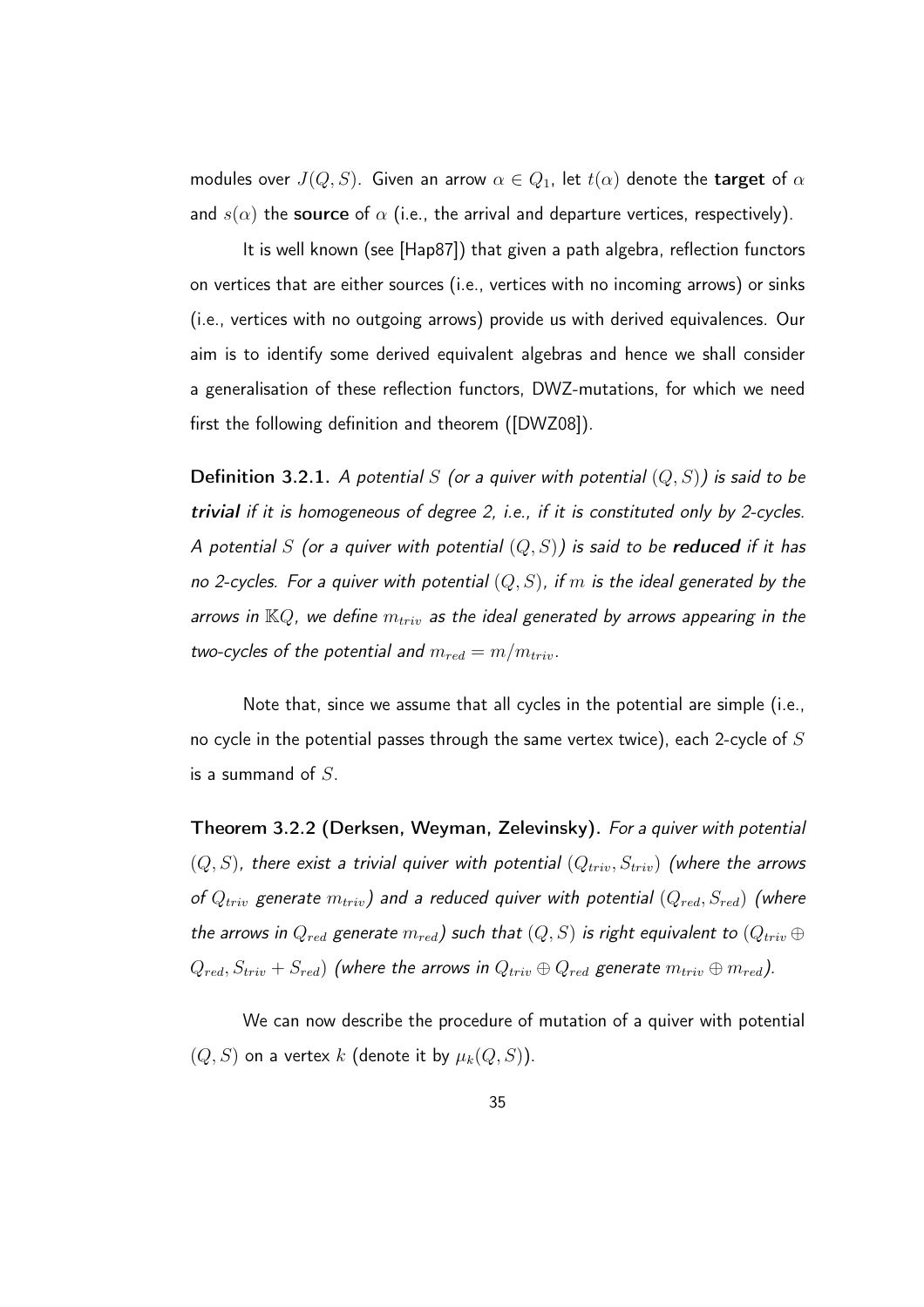modules over $J(Q, S)$. Given an arrow $\alpha \in Q_1$, let $t(\alpha)$ denote the **target** of $\alpha$ and $s(\alpha)$ the **source** of $\alpha$ (i.e., the arrival and departure vertices, respectively).

It is well known (see [Hap87]) that given a path algebra, reflection functors on vertices that are either sources (i.e., vertices with no incoming arrows) or sinks (i.e., vertices with no outgoing arrows) provide us with derived equivalences. Our aim is to identify some derived equivalent algebras and hence we shall consider a generalisation of these reflection functors, DWZ-mutations, for which we need first the following definition and theorem ([DWZ08]).

**Definition 3.2.1.** *A potential $S$ (or a quiver with potential $(Q, S)$) is said to be **trivial** if it is homogeneous of degree 2, i.e., if it is constituted only by 2-cycles. A potential $S$ (or a quiver with potential $(Q, S)$) is said to be **reduced** if it has no 2-cycles. For a quiver with potential $(Q, S)$, if $m$ is the ideal generated by the arrows in $\mathbb{K}Q$, we define $m_{triv}$ as the ideal generated by arrows appearing in the two-cycles of the potential and $m_{red} = m/m_{triv}$.*

Note that, since we assume that all cycles in the potential are simple (i.e., no cycle in the potential passes through the same vertex twice), each 2-cycle of $S$ is a summand of $S$.

**Theorem 3.2.2 (Derksen, Weyman, Zelevinsky).** *For a quiver with potential $(Q, S)$, there exist a trivial quiver with potential $(Q_{triv}, S_{triv})$ (where the arrows of $Q_{triv}$ generate $m_{triv}$) and a reduced quiver with potential $(Q_{red}, S_{red})$ (where the arrows in $Q_{red}$ generate $m_{red}$) such that $(Q, S)$ is right equivalent to $(Q_{triv} \oplus Q_{red}, S_{triv} + S_{red})$ (where the arrows in $Q_{triv} \oplus Q_{red}$ generate $m_{triv} \oplus m_{red}$).*

We can now describe the procedure of mutation of a quiver with potential $(Q, S)$ on a vertex $k$ (denote it by $\mu_k(Q, S)$).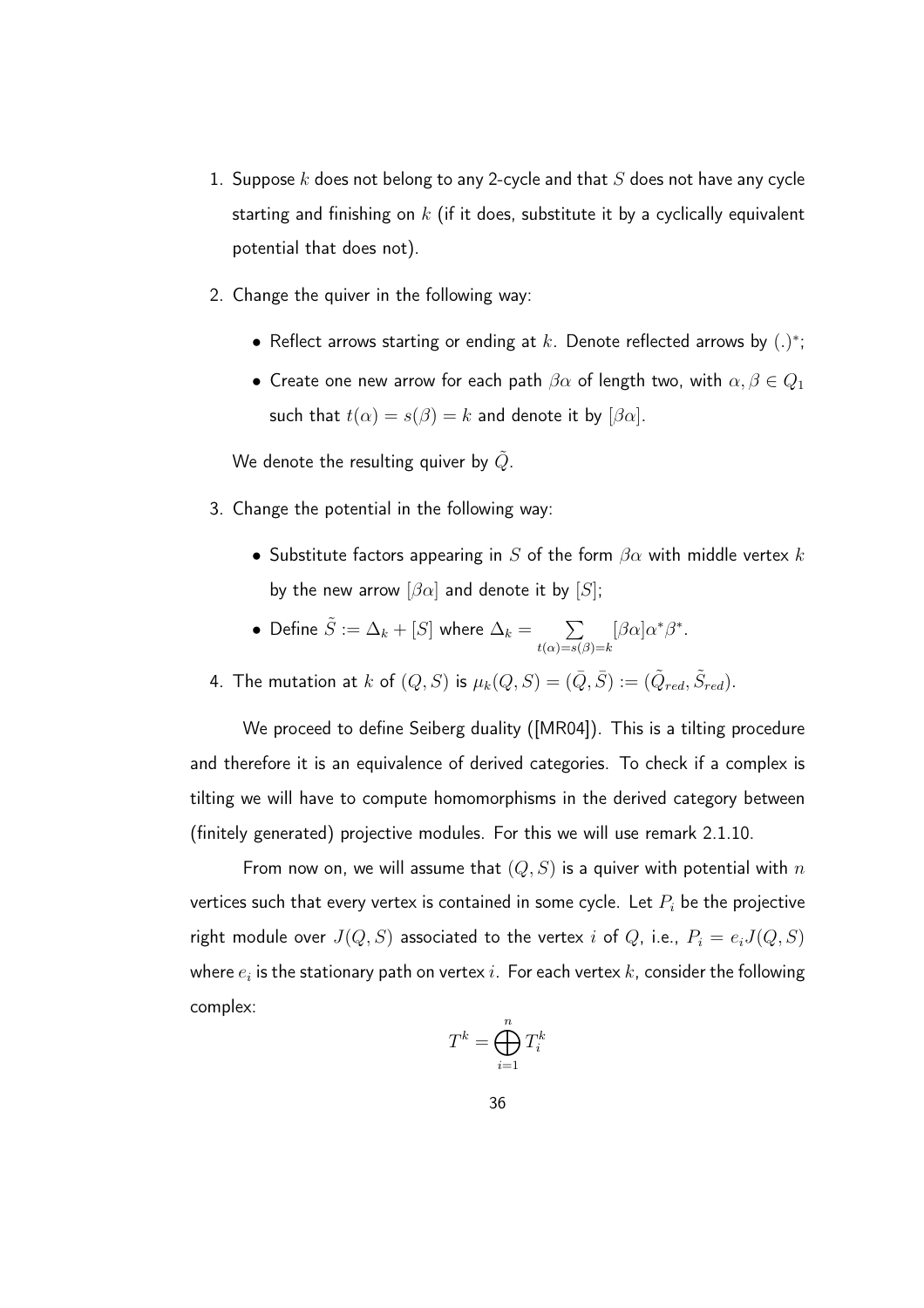1. Suppose $k$ does not belong to any 2-cycle and that $S$ does not have any cycle starting and finishing on $k$ (if it does, substitute it by a cyclically equivalent potential that does not).

2. Change the quiver in the following way:

   - Reflect arrows starting or ending at $k$. Denote reflected arrows by $(.)^*$;
   - Create one new arrow for each path $\beta\alpha$ of length two, with $\alpha, \beta \in Q_1$ such that $t(\alpha) = s(\beta) = k$ and denote it by $[\beta\alpha]$.

   We denote the resulting quiver by $\tilde{Q}$.

3. Change the potential in the following way:

   - Substitute factors appearing in $S$ of the form $\beta\alpha$ with middle vertex $k$ by the new arrow $[\beta\alpha]$ and denote it by $[S]$;
   - Define $\tilde{S} := \Delta_k + [S]$ where $\Delta_k = \sum_{t(\alpha)=s(\beta)=k} [\beta\alpha]\alpha^*\beta^*$.

4. The mutation at $k$ of $(Q, S)$ is $\mu_k(Q, S) = (\bar{Q}, \bar{S}) := (\tilde{Q}_{red}, \tilde{S}_{red})$.

We proceed to define Seiberg duality ([MR04]). This is a tilting procedure and therefore it is an equivalence of derived categories. To check if a complex is tilting we will have to compute homomorphisms in the derived category between (finitely generated) projective modules. For this we will use remark 2.1.10.

From now on, we will assume that $(Q, S)$ is a quiver with potential with $n$ vertices such that every vertex is contained in some cycle. Let $P_i$ be the projective right module over $J(Q, S)$ associated to the vertex $i$ of $Q$, i.e., $P_i = e_i J(Q, S)$ where $e_i$ is the stationary path on vertex $i$. For each vertex $k$, consider the following complex:

$$T^k = \bigoplus_{i=1}^{n} T_i^k$$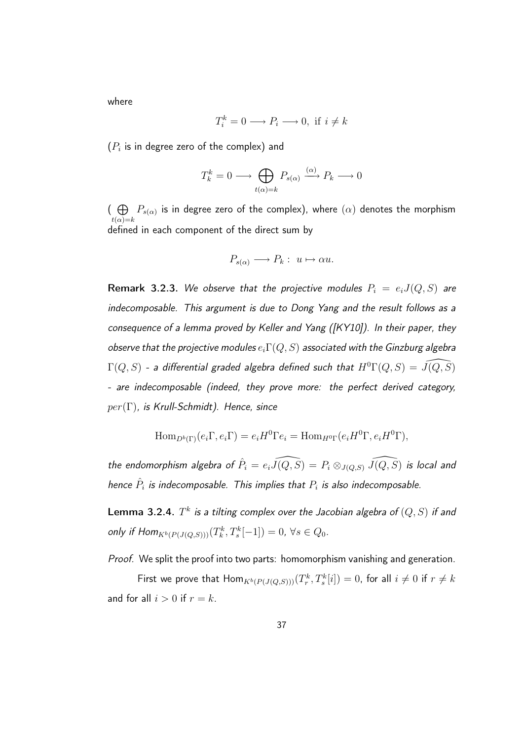where

$$T_i^k = 0 \longrightarrow P_i \longrightarrow 0, \text{ if } i \neq k$$

($P_i$ is in degree zero of the complex) and

$$T_k^k = 0 \longrightarrow \bigoplus_{t(\alpha)=k} P_{s(\alpha)} \xrightarrow{(\alpha)} P_k \longrightarrow 0$$

($\bigoplus_{t(\alpha)=k} P_{s(\alpha)}$ is in degree zero of the complex), where $(\alpha)$ denotes the morphism defined in each component of the direct sum by

$$P_{s(\alpha)} \longrightarrow P_k : \; u \mapsto \alpha u.$$

**Remark 3.2.3.** *We observe that the projective modules $P_i = e_i J(Q,S)$ are indecomposable. This argument is due to Dong Yang and the result follows as a consequence of a lemma proved by Keller and Yang ([KY10]). In their paper, they observe that the projective modules $e_i\Gamma(Q,S)$ associated with the Ginzburg algebra $\Gamma(Q,S)$ - a differential graded algebra defined such that $H^0\Gamma(Q,S) = \widehat{J(Q,S)}$ - are indecomposable (indeed, they prove more: the perfect derived category, $per(\Gamma)$, is Krull-Schmidt). Hence, since*

$$\mathrm{Hom}_{D^b(\Gamma)}(e_i\Gamma, e_i\Gamma) = e_i H^0\Gamma e_i = \mathrm{Hom}_{H^0\Gamma}(e_i H^0\Gamma, e_i H^0\Gamma),$$

*the endomorphism algebra of $\hat{P}_i = e_i\widehat{J(Q,S)} = P_i \otimes_{J(Q,S)} \widehat{J(Q,S)}$ is local and hence $\hat{P}_i$ is indecomposable. This implies that $P_i$ is also indecomposable.*

**Lemma 3.2.4.** *$T^k$ is a tilting complex over the Jacobian algebra of $(Q,S)$ if and only if $Hom_{K^b(P(J(Q,S)))}(T_k^k, T_s^k[-1]) = 0$, $\forall s \in Q_0$.*

*Proof.* We split the proof into two parts: homomorphism vanishing and generation.

First we prove that $\mathrm{Hom}_{K^b(P(J(Q,S)))}(T_r^k, T_s^k[i]) = 0$, for all $i \neq 0$ if $r \neq k$ and for all $i > 0$ if $r = k$.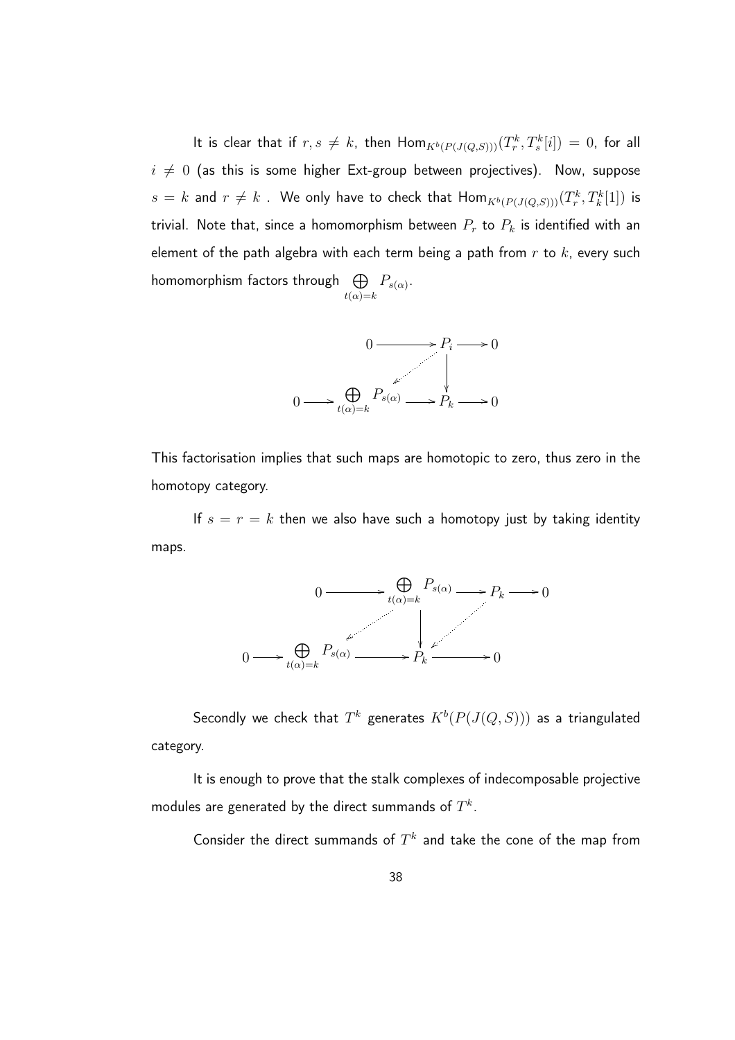It is clear that if $r, s \neq k$, then $\mathrm{Hom}_{K^b(P(J(Q,S)))}(T_r^k, T_s^k[i]) = 0$, for all $i \neq 0$ (as this is some higher Ext-group between projectives). Now, suppose $s = k$ and $r \neq k$ . We only have to check that $\mathrm{Hom}_{K^b(P(J(Q,S)))}(T_r^k, T_k^k[1])$ is trivial. Note that, since a homomorphism between $P_r$ to $P_k$ is identified with an element of the path algebra with each term being a path from $r$ to $k$, every such homomorphism factors through $\bigoplus_{t(\alpha)=k} P_{s(\alpha)}$.

$$
\begin{array}{ccccc}
0 & \longrightarrow & P_i & \longrightarrow & 0 \\
 & \swarrow & \downarrow & & \\
0 \longrightarrow \bigoplus_{t(\alpha)=k} P_{s(\alpha)} & \longrightarrow & P_k & \longrightarrow & 0
\end{array}
$$

This factorisation implies that such maps are homotopic to zero, thus zero in the homotopy category.

If $s = r = k$ then we also have such a homotopy just by taking identity maps.

$$
\begin{array}{ccccccc}
0 & \longrightarrow & \bigoplus_{t(\alpha)=k} P_{s(\alpha)} & \longrightarrow & P_k & \longrightarrow & 0 \\
 & \swarrow & \downarrow & \swarrow & & & \\
0 \longrightarrow \bigoplus_{t(\alpha)=k} P_{s(\alpha)} & \longrightarrow & P_k & \longrightarrow & 0 & &
\end{array}
$$

Secondly we check that $T^k$ generates $K^b(P(J(Q,S)))$ as a triangulated category.

It is enough to prove that the stalk complexes of indecomposable projective modules are generated by the direct summands of $T^k$.

Consider the direct summands of $T^k$ and take the cone of the map from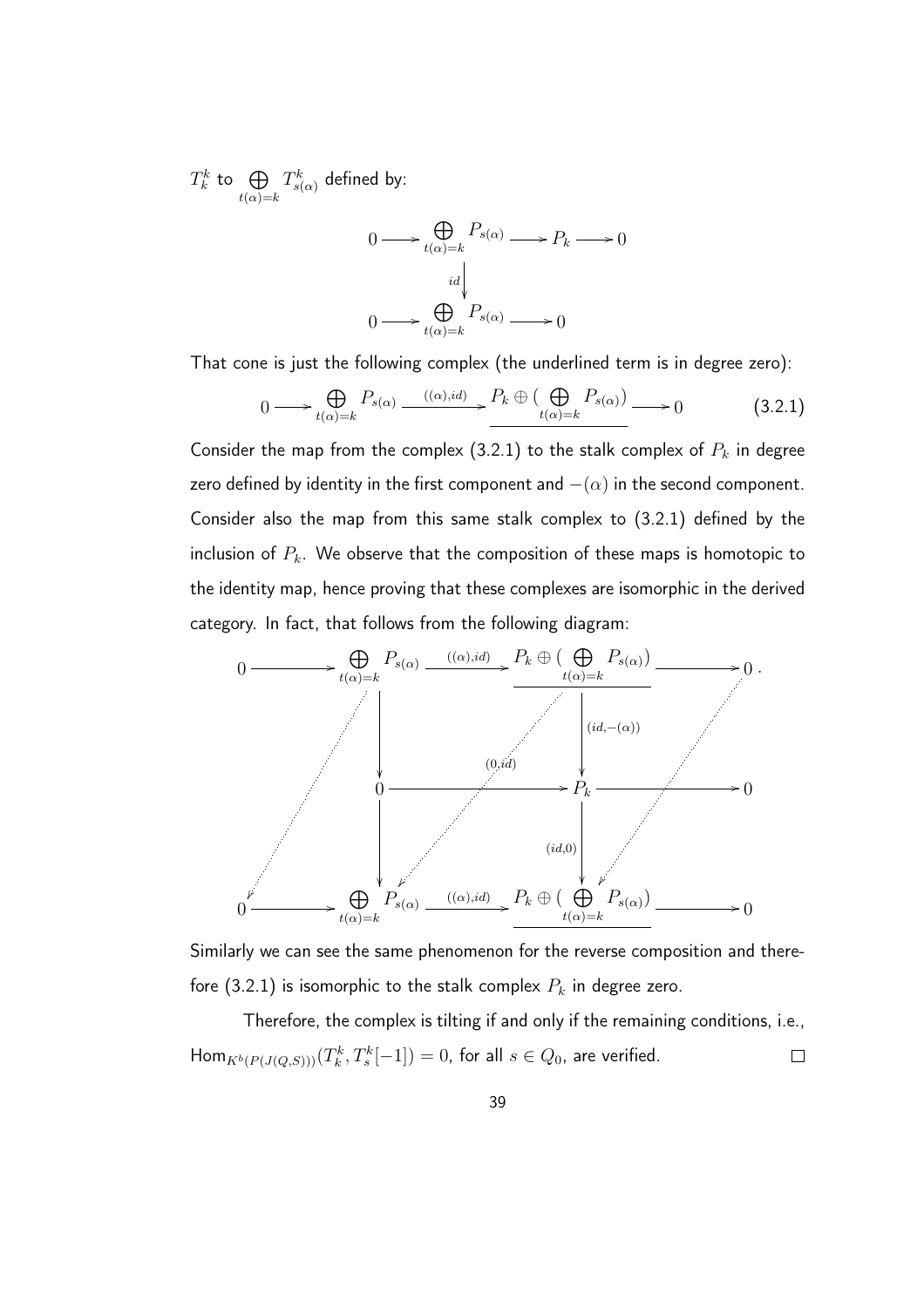$T_k^k$ to $\bigoplus_{t(\alpha)=k} T_{s(\alpha)}^k$ defined by:

$$\begin{array}{ccccccc}
0 & \longrightarrow & \bigoplus_{t(\alpha)=k} P_{s(\alpha)} & \longrightarrow & P_k & \longrightarrow & 0 \\
 & & \downarrow{\scriptstyle id} & & & & \\
0 & \longrightarrow & \bigoplus_{t(\alpha)=k} P_{s(\alpha)} & \longrightarrow & 0 & &
\end{array}$$

That cone is just the following complex (the underlined term is in degree zero):

$$0 \longrightarrow \bigoplus_{t(\alpha)=k} P_{s(\alpha)} \xrightarrow{((\alpha),id)} \underline{P_k \oplus (\bigoplus_{t(\alpha)=k} P_{s(\alpha)})} \longrightarrow 0 \tag{3.2.1}$$

Consider the map from the complex (3.2.1) to the stalk complex of $P_k$ in degree zero defined by identity in the first component and $-(\alpha)$ in the second component. Consider also the map from this same stalk complex to (3.2.1) defined by the inclusion of $P_k$. We observe that the composition of these maps is homotopic to the identity map, hence proving that these complexes are isomorphic in the derived category. In fact, that follows from the following diagram:

$$\begin{array}{ccccccc}
0 & \longrightarrow & \bigoplus_{t(\alpha)=k} P_{s(\alpha)} & \xrightarrow{((\alpha),id)} & \underline{P_k \oplus (\bigoplus_{t(\alpha)=k} P_{s(\alpha)})} & \longrightarrow & 0\,. \\
 & & \downarrow & & \downarrow{\scriptstyle (id,-(\alpha))} & & \\
 & & 0 & \longrightarrow & P_k & \longrightarrow & 0 \\
 & & \downarrow & & \downarrow{\scriptstyle (id,0)} & & \\
0 & \longrightarrow & \bigoplus_{t(\alpha)=k} P_{s(\alpha)} & \xrightarrow{((\alpha),id)} & \underline{P_k \oplus (\bigoplus_{t(\alpha)=k} P_{s(\alpha)})} & \longrightarrow & 0
\end{array}$$

(with dotted diagonal homotopy maps, including $(0,id)$ from $P_k \oplus (\bigoplus_{t(\alpha)=k} P_{s(\alpha)})$ to $\bigoplus_{t(\alpha)=k} P_{s(\alpha)}$)

Similarly we can see the same phenomenon for the reverse composition and therefore (3.2.1) is isomorphic to the stalk complex $P_k$ in degree zero.

Therefore, the complex is tilting if and only if the remaining conditions, i.e., $\mathrm{Hom}_{K^b(P(J(Q,S)))}(T_k^k, T_s^k[-1]) = 0$, for all $s \in Q_0$, are verified. $\square$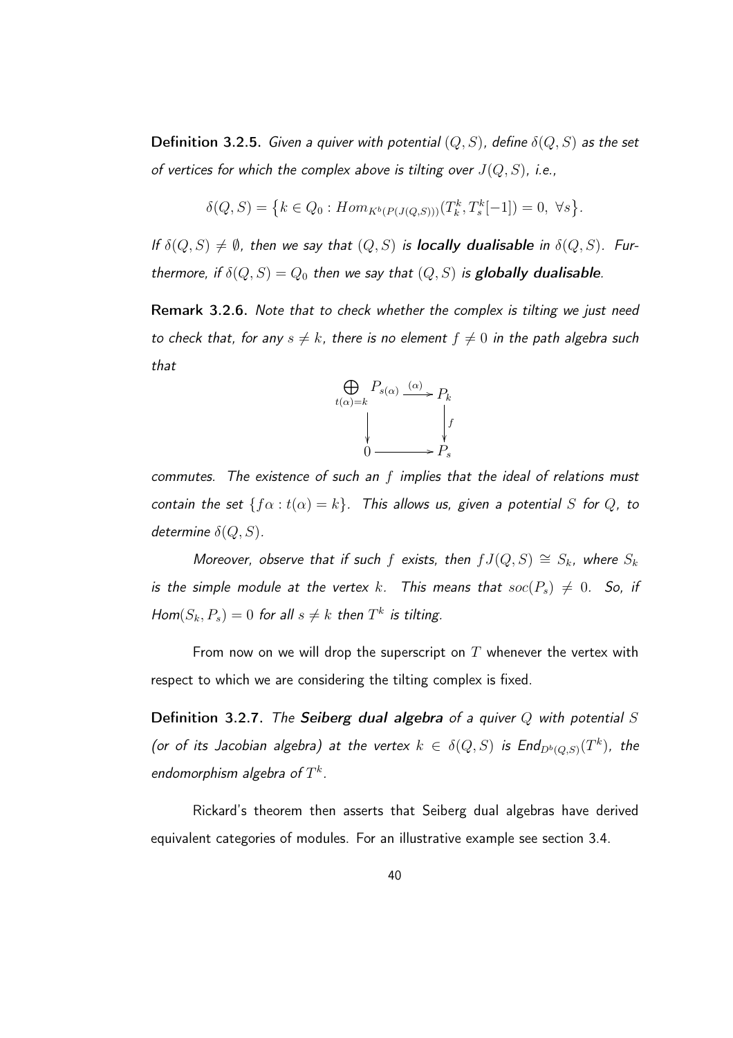**Definition 3.2.5.** *Given a quiver with potential $(Q,S)$, define $\delta(Q,S)$ as the set of vertices for which the complex above is tilting over $J(Q,S)$, i.e.,*

$$\delta(Q,S) = \{k \in Q_0 : Hom_{K^b(P(J(Q,S)))}(T^k_k, T^k_s[-1]) = 0,\ \forall s\}.$$

*If $\delta(Q,S) \neq \emptyset$, then we say that $(Q,S)$ is **locally dualisable** in $\delta(Q,S)$. Furthermore, if $\delta(Q,S) = Q_0$ then we say that $(Q,S)$ is **globally dualisable**.*

**Remark 3.2.6.** *Note that to check whether the complex is tilting we just need to check that, for any $s \neq k$, there is no element $f \neq 0$ in the path algebra such that*

$$\begin{array}{ccc} \bigoplus_{t(\alpha)=k} P_{s(\alpha)} & \xrightarrow{(\alpha)} & P_k \\ \downarrow & & \downarrow f \\ 0 & \longrightarrow & P_s \end{array}$$

*commutes. The existence of such an $f$ implies that the ideal of relations must contain the set $\{f\alpha : t(\alpha) = k\}$. This allows us, given a potential $S$ for $Q$, to determine $\delta(Q,S)$.*

*Moreover, observe that if such $f$ exists, then $fJ(Q,S) \cong S_k$, where $S_k$ is the simple module at the vertex $k$. This means that $soc(P_s) \neq 0$. So, if $Hom(S_k, P_s) = 0$ for all $s \neq k$ then $T^k$ is tilting.*

From now on we will drop the superscript on $T$ whenever the vertex with respect to which we are considering the tilting complex is fixed.

**Definition 3.2.7.** *The **Seiberg dual algebra** of a quiver $Q$ with potential $S$ (or of its Jacobian algebra) at the vertex $k \in \delta(Q,S)$ is $End_{D^b(Q,S)}(T^k)$, the endomorphism algebra of $T^k$.*

Rickard's theorem then asserts that Seiberg dual algebras have derived equivalent categories of modules. For an illustrative example see section 3.4.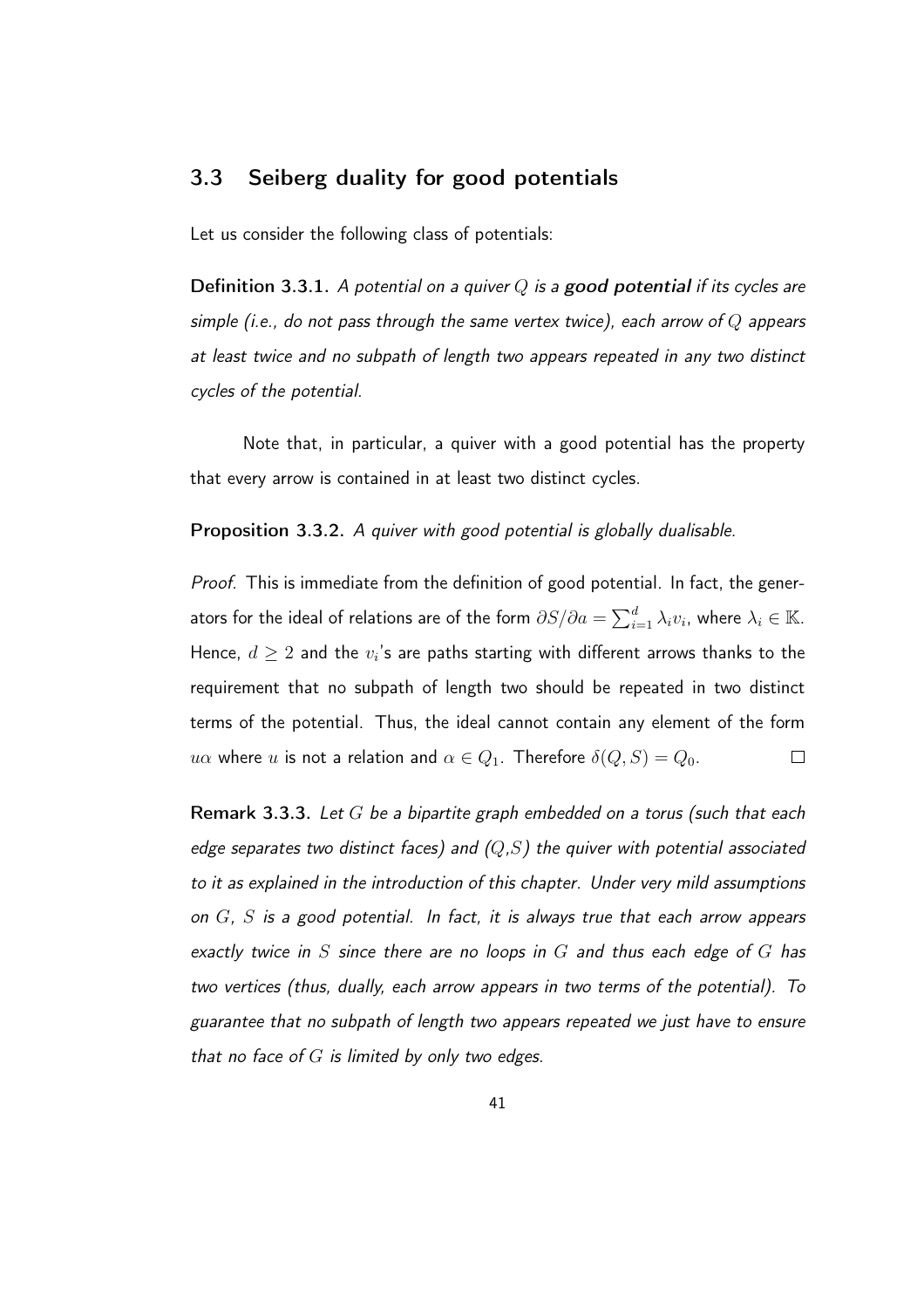## 3.3 Seiberg duality for good potentials

Let us consider the following class of potentials:

**Definition 3.3.1.** *A potential on a quiver $Q$ is a* ***good potential*** *if its cycles are simple (i.e., do not pass through the same vertex twice), each arrow of $Q$ appears at least twice and no subpath of length two appears repeated in any two distinct cycles of the potential.*

Note that, in particular, a quiver with a good potential has the property that every arrow is contained in at least two distinct cycles.

**Proposition 3.3.2.** *A quiver with good potential is globally dualisable.*

*Proof.* This is immediate from the definition of good potential. In fact, the generators for the ideal of relations are of the form $\partial S/\partial a = \sum_{i=1}^{d} \lambda_i v_i$, where $\lambda_i \in \mathbb{K}$. Hence, $d \geq 2$ and the $v_i$'s are paths starting with different arrows thanks to the requirement that no subpath of length two should be repeated in two distinct terms of the potential. Thus, the ideal cannot contain any element of the form $u\alpha$ where $u$ is not a relation and $\alpha \in Q_1$. Therefore $\delta(Q, S) = Q_0$. □

**Remark 3.3.3.** *Let $G$ be a bipartite graph embedded on a torus (such that each edge separates two distinct faces) and $(Q,S)$ the quiver with potential associated to it as explained in the introduction of this chapter. Under very mild assumptions on $G$, $S$ is a good potential. In fact, it is always true that each arrow appears exactly twice in $S$ since there are no loops in $G$ and thus each edge of $G$ has two vertices (thus, dually, each arrow appears in two terms of the potential). To guarantee that no subpath of length two appears repeated we just have to ensure that no face of $G$ is limited by only two edges.*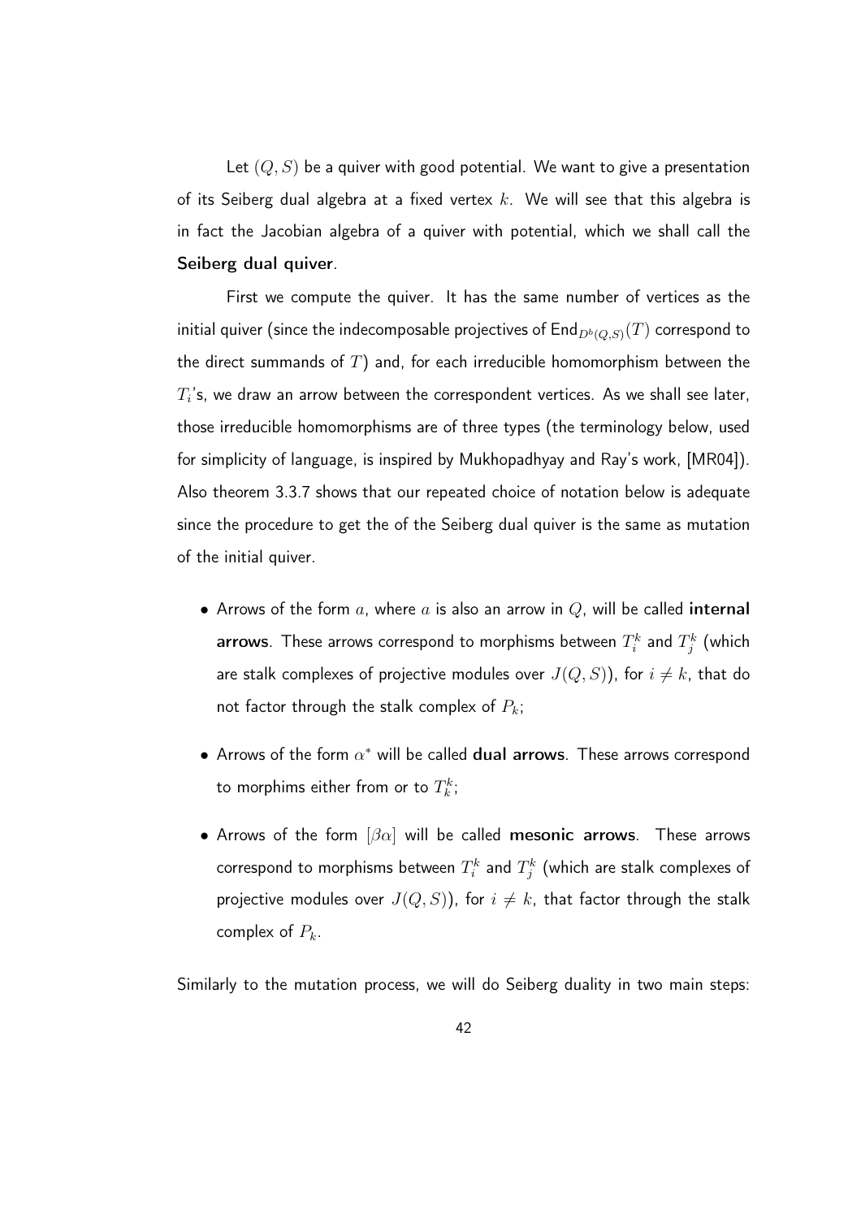Let $(Q, S)$ be a quiver with good potential. We want to give a presentation of its Seiberg dual algebra at a fixed vertex $k$. We will see that this algebra is in fact the Jacobian algebra of a quiver with potential, which we shall call the **Seiberg dual quiver**.

First we compute the quiver. It has the same number of vertices as the initial quiver (since the indecomposable projectives of $\mathrm{End}_{D^b(Q,S)}(T)$ correspond to the direct summands of $T$) and, for each irreducible homomorphism between the $T_i$'s, we draw an arrow between the correspondent vertices. As we shall see later, those irreducible homomorphisms are of three types (the terminology below, used for simplicity of language, is inspired by Mukhopadhyay and Ray's work, [MR04]). Also theorem 3.3.7 shows that our repeated choice of notation below is adequate since the procedure to get the of the Seiberg dual quiver is the same as mutation of the initial quiver.

- Arrows of the form $a$, where $a$ is also an arrow in $Q$, will be called **internal arrows**. These arrows correspond to morphisms between $T_i^k$ and $T_j^k$ (which are stalk complexes of projective modules over $J(Q, S)$), for $i \neq k$, that do not factor through the stalk complex of $P_k$;
- Arrows of the form $\alpha^*$ will be called **dual arrows**. These arrows correspond to morphims either from or to $T_k^k$;
- Arrows of the form $[\beta\alpha]$ will be called **mesonic arrows**. These arrows correspond to morphisms between $T_i^k$ and $T_j^k$ (which are stalk complexes of projective modules over $J(Q, S)$), for $i \neq k$, that factor through the stalk complex of $P_k$.

Similarly to the mutation process, we will do Seiberg duality in two main steps: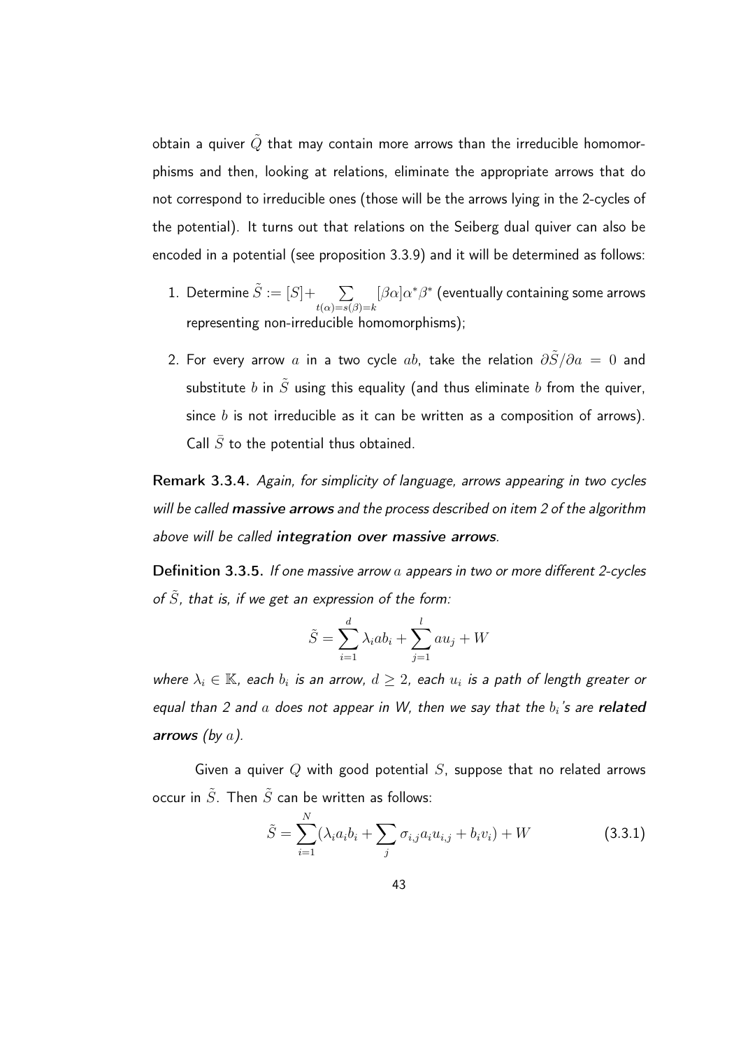obtain a quiver $\tilde{Q}$ that may contain more arrows than the irreducible homomorphisms and then, looking at relations, eliminate the appropriate arrows that do not correspond to irreducible ones (those will be the arrows lying in the 2-cycles of the potential). It turns out that relations on the Seiberg dual quiver can also be encoded in a potential (see proposition 3.3.9) and it will be determined as follows:

1. Determine $\tilde{S} := [S] + \sum_{t(\alpha)=s(\beta)=k} [\beta\alpha]\alpha^*\beta^*$ (eventually containing some arrows representing non-irreducible homomorphisms);
2. For every arrow $a$ in a two cycle $ab$, take the relation $\partial\tilde{S}/\partial a = 0$ and substitute $b$ in $\tilde{S}$ using this equality (and thus eliminate $b$ from the quiver, since $b$ is not irreducible as it can be written as a composition of arrows). Call $\bar{S}$ to the potential thus obtained.

**Remark 3.3.4.** *Again, for simplicity of language, arrows appearing in two cycles will be called* ***massive arrows*** *and the process described on item 2 of the algorithm above will be called* ***integration over massive arrows****.*

**Definition 3.3.5.** *If one massive arrow $a$ appears in two or more different 2-cycles of $\tilde{S}$, that is, if we get an expression of the form:*

$$\tilde{S} = \sum_{i=1}^{d} \lambda_i a b_i + \sum_{j=1}^{l} a u_j + W$$

*where $\lambda_i \in \mathbb{K}$, each $b_i$ is an arrow, $d \geq 2$, each $u_i$ is a path of length greater or equal than 2 and $a$ does not appear in W, then we say that the $b_i$'s are* ***related arrows*** *(by $a$).*

Given a quiver $Q$ with good potential $S$, suppose that no related arrows occur in $\tilde{S}$. Then $\tilde{S}$ can be written as follows:

$$\tilde{S} = \sum_{i=1}^{N} (\lambda_i a_i b_i + \sum_{j} \sigma_{i,j} a_i u_{i,j} + b_i v_i) + W \tag{3.3.1}$$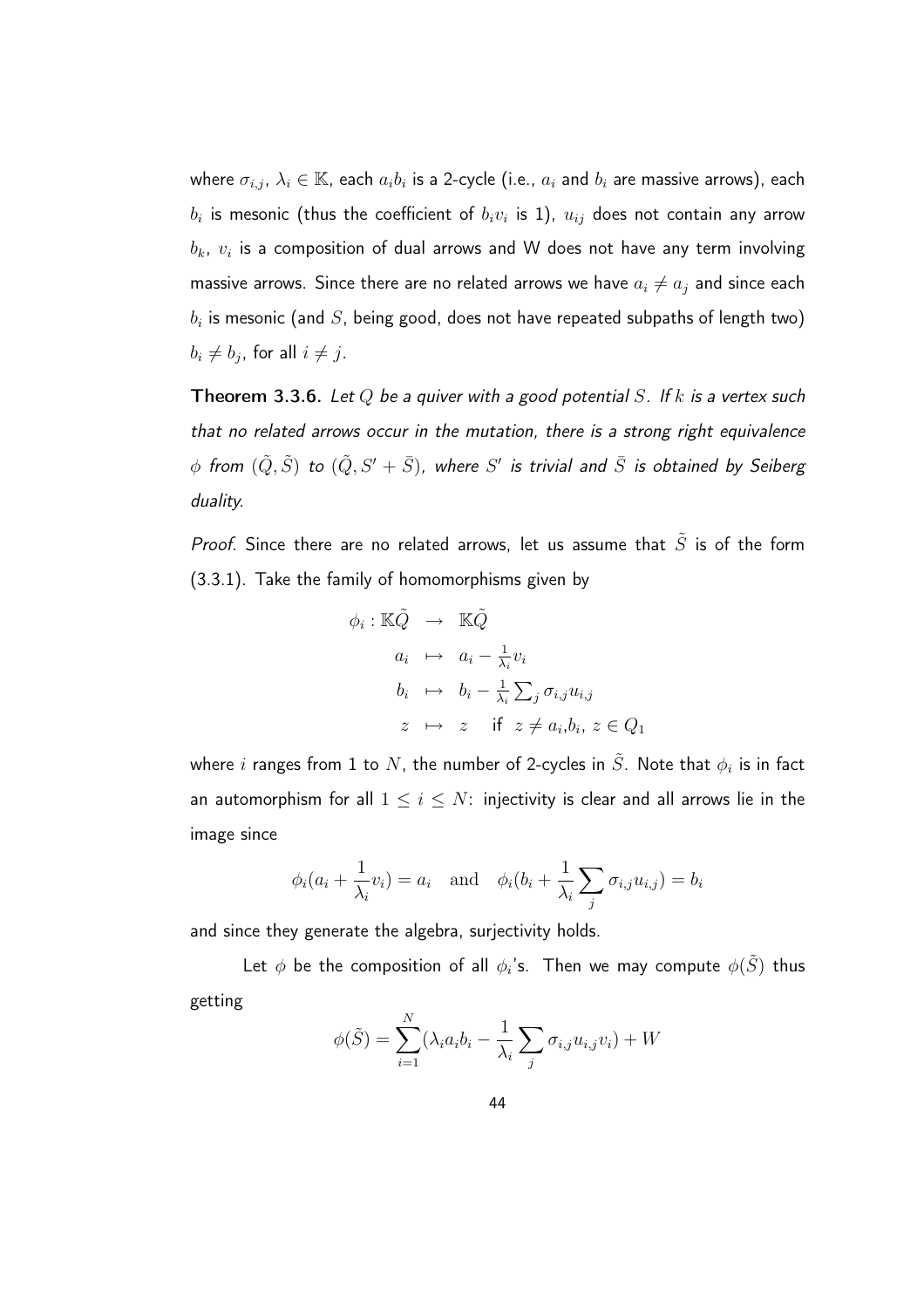where $\sigma_{i,j}$, $\lambda_i \in \mathbb{K}$, each $a_i b_i$ is a 2-cycle (i.e., $a_i$ and $b_i$ are massive arrows), each $b_i$ is mesonic (thus the coefficient of $b_i v_i$ is 1), $u_{ij}$ does not contain any arrow $b_k$, $v_i$ is a composition of dual arrows and W does not have any term involving massive arrows. Since there are no related arrows we have $a_i \neq a_j$ and since each $b_i$ is mesonic (and $S$, being good, does not have repeated subpaths of length two) $b_i \neq b_j$, for all $i \neq j$.

**Theorem 3.3.6.** *Let $Q$ be a quiver with a good potential $S$. If $k$ is a vertex such that no related arrows occur in the mutation, there is a strong right equivalence $\phi$ from $(\tilde{Q}, \tilde{S})$ to $(\tilde{Q}, S' + \bar{S})$, where $S'$ is trivial and $\bar{S}$ is obtained by Seiberg duality.*

*Proof.* Since there are no related arrows, let us assume that $\tilde{S}$ is of the form (3.3.1). Take the family of homomorphisms given by

$$\begin{aligned}
\phi_i : \mathbb{K}\tilde{Q} &\rightarrow \mathbb{K}\tilde{Q} \\
a_i &\mapsto a_i - \tfrac{1}{\lambda_i} v_i \\
b_i &\mapsto b_i - \tfrac{1}{\lambda_i} \textstyle\sum_j \sigma_{i,j} u_{i,j} \\
z &\mapsto z \quad \text{if } \ z \neq a_i, b_i,\ z \in Q_1
\end{aligned}$$

where $i$ ranges from 1 to $N$, the number of 2-cycles in $\tilde{S}$. Note that $\phi_i$ is in fact an automorphism for all $1 \leq i \leq N$: injectivity is clear and all arrows lie in the image since

$$\phi_i(a_i + \frac{1}{\lambda_i} v_i) = a_i \quad \text{and} \quad \phi_i(b_i + \frac{1}{\lambda_i} \sum_j \sigma_{i,j} u_{i,j}) = b_i$$

and since they generate the algebra, surjectivity holds.

Let $\phi$ be the composition of all $\phi_i$'s. Then we may compute $\phi(\tilde{S})$ thus getting

$$\phi(\tilde{S}) = \sum_{i=1}^{N} (\lambda_i a_i b_i - \frac{1}{\lambda_i} \sum_j \sigma_{i,j} u_{i,j} v_i) + W$$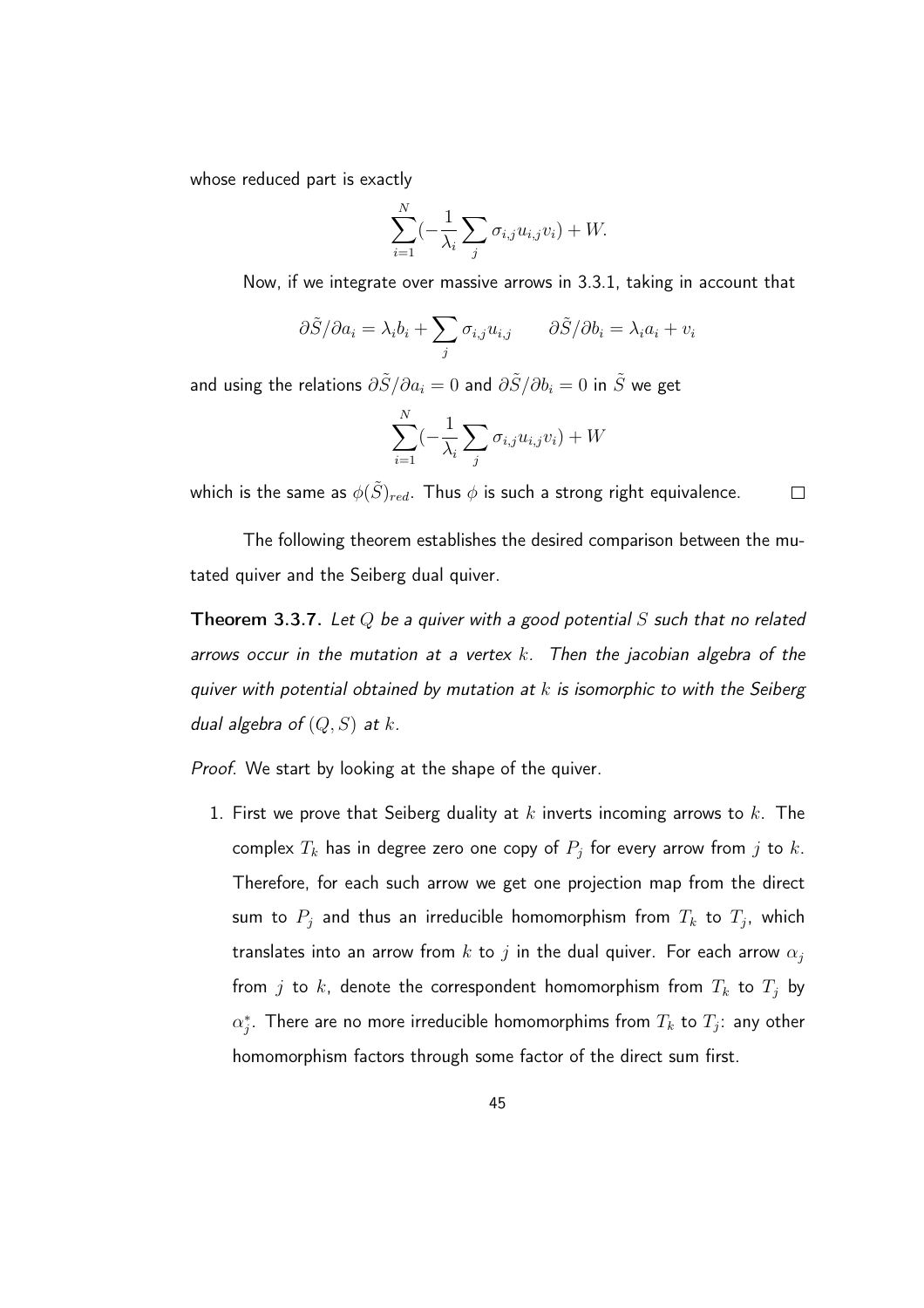whose reduced part is exactly

$$\sum_{i=1}^{N}(-\frac{1}{\lambda_i}\sum_{j}\sigma_{i,j}u_{i,j}v_i)+W.$$

Now, if we integrate over massive arrows in 3.3.1, taking in account that

$$\partial\tilde{S}/\partial a_i=\lambda_i b_i+\sum_j\sigma_{i,j}u_{i,j}\qquad \partial\tilde{S}/\partial b_i=\lambda_i a_i+v_i$$

and using the relations $\partial\tilde{S}/\partial a_i=0$ and $\partial\tilde{S}/\partial b_i=0$ in $\tilde{S}$ we get

$$\sum_{i=1}^{N}(-\frac{1}{\lambda_i}\sum_{j}\sigma_{i,j}u_{i,j}v_i)+W$$

which is the same as $\phi(\tilde{S})_{red}$. Thus $\phi$ is such a strong right equivalence. □

The following theorem establishes the desired comparison between the mutated quiver and the Seiberg dual quiver.

**Theorem 3.3.7.** *Let $Q$ be a quiver with a good potential $S$ such that no related arrows occur in the mutation at a vertex $k$. Then the jacobian algebra of the quiver with potential obtained by mutation at $k$ is isomorphic to with the Seiberg dual algebra of $(Q,S)$ at $k$.*

*Proof.* We start by looking at the shape of the quiver.

1. First we prove that Seiberg duality at $k$ inverts incoming arrows to $k$. The complex $T_k$ has in degree zero one copy of $P_j$ for every arrow from $j$ to $k$. Therefore, for each such arrow we get one projection map from the direct sum to $P_j$ and thus an irreducible homomorphism from $T_k$ to $T_j$, which translates into an arrow from $k$ to $j$ in the dual quiver. For each arrow $\alpha_j$ from $j$ to $k$, denote the correspondent homomorphism from $T_k$ to $T_j$ by $\alpha_j^*$. There are no more irreducible homomorphims from $T_k$ to $T_j$: any other homomorphism factors through some factor of the direct sum first.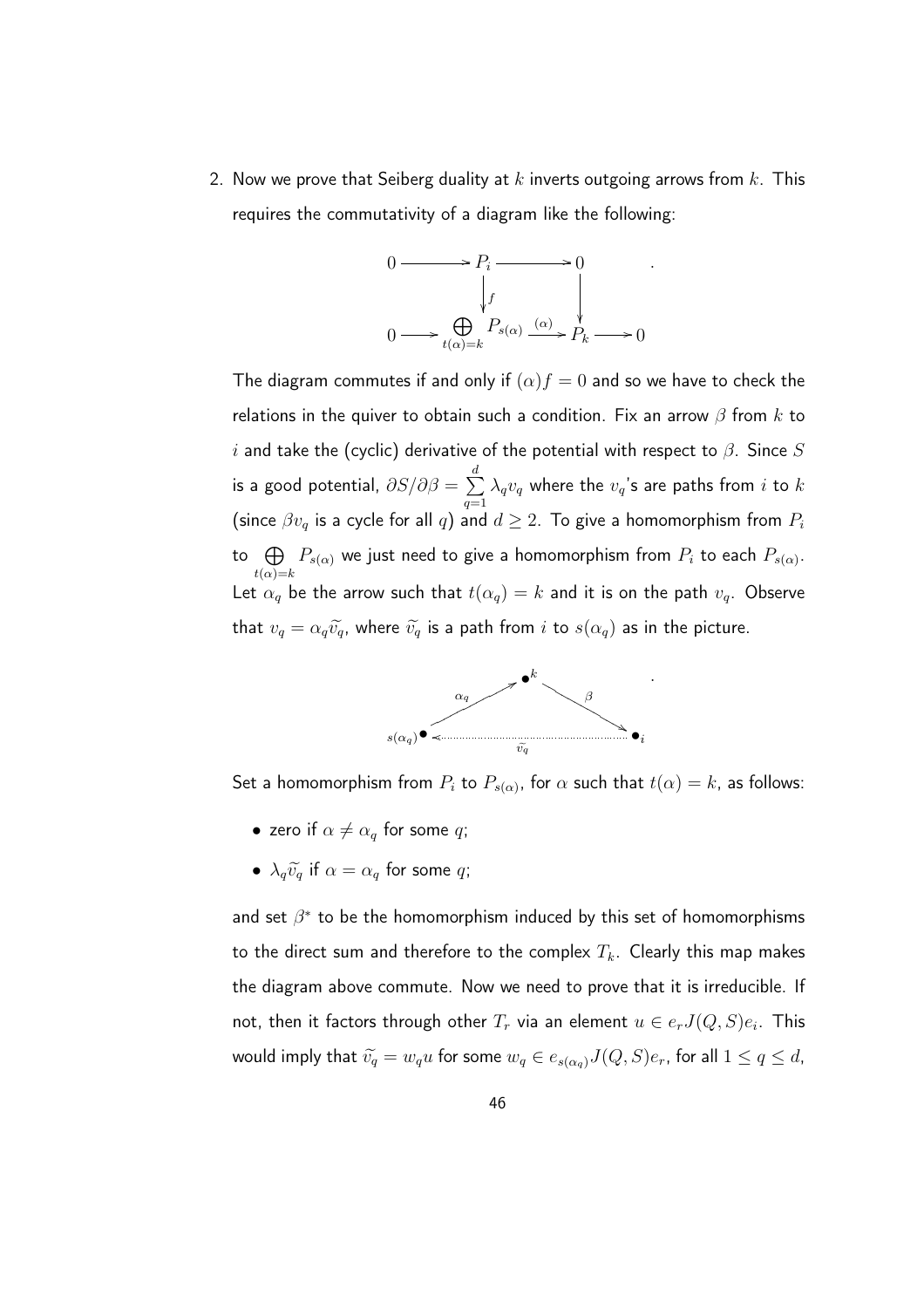2. Now we prove that Seiberg duality at $k$ inverts outgoing arrows from $k$. This requires the commutativity of a diagram like the following:

$$\begin{array}{ccccccc} 0 & \longrightarrow & P_i & \longrightarrow & 0 & & \\ & & \downarrow f & & \downarrow & & \\ 0 & \longrightarrow & \bigoplus_{t(\alpha)=k} P_{s(\alpha)} & \xrightarrow{(\alpha)} & P_k & \longrightarrow & 0 \end{array}.$$

The diagram commutes if and only if $(\alpha)f = 0$ and so we have to check the relations in the quiver to obtain such a condition. Fix an arrow $\beta$ from $k$ to $i$ and take the (cyclic) derivative of the potential with respect to $\beta$. Since $S$ is a good potential, $\partial S/\partial\beta = \sum_{q=1}^{d} \lambda_q v_q$ where the $v_q$'s are paths from $i$ to $k$ (since $\beta v_q$ is a cycle for all $q$) and $d \geq 2$. To give a homomorphism from $P_i$ to $\bigoplus_{t(\alpha)=k} P_{s(\alpha)}$ we just need to give a homomorphism from $P_i$ to each $P_{s(\alpha)}$. Let $\alpha_q$ be the arrow such that $t(\alpha_q) = k$ and it is on the path $v_q$. Observe that $v_q = \alpha_q \widetilde{v_q}$, where $\widetilde{v_q}$ is a path from $i$ to $s(\alpha_q)$ as in the picture.

$$\begin{array}{ccccc} & & \bullet^{k} & & \\ & \overset{\alpha_q}{\nearrow} & & \overset{\beta}{\searrow} & \\ s(\alpha_q)\bullet & & \overset{\widetilde{v_q}}{\longleftarrow\cdots\cdots\cdots} & & \bullet_i \end{array}.$$

Set a homomorphism from $P_i$ to $P_{s(\alpha)}$, for $\alpha$ such that $t(\alpha) = k$, as follows:

- zero if $\alpha \neq \alpha_q$ for some $q$;
- $\lambda_q \widetilde{v_q}$ if $\alpha = \alpha_q$ for some $q$;

and set $\beta^*$ to be the homomorphism induced by this set of homomorphisms to the direct sum and therefore to the complex $T_k$. Clearly this map makes the diagram above commute. Now we need to prove that it is irreducible. If not, then it factors through other $T_r$ via an element $u \in e_r J(Q,S) e_i$. This would imply that $\widetilde{v_q} = w_q u$ for some $w_q \in e_{s(\alpha_q)} J(Q,S) e_r$, for all $1 \leq q \leq d$,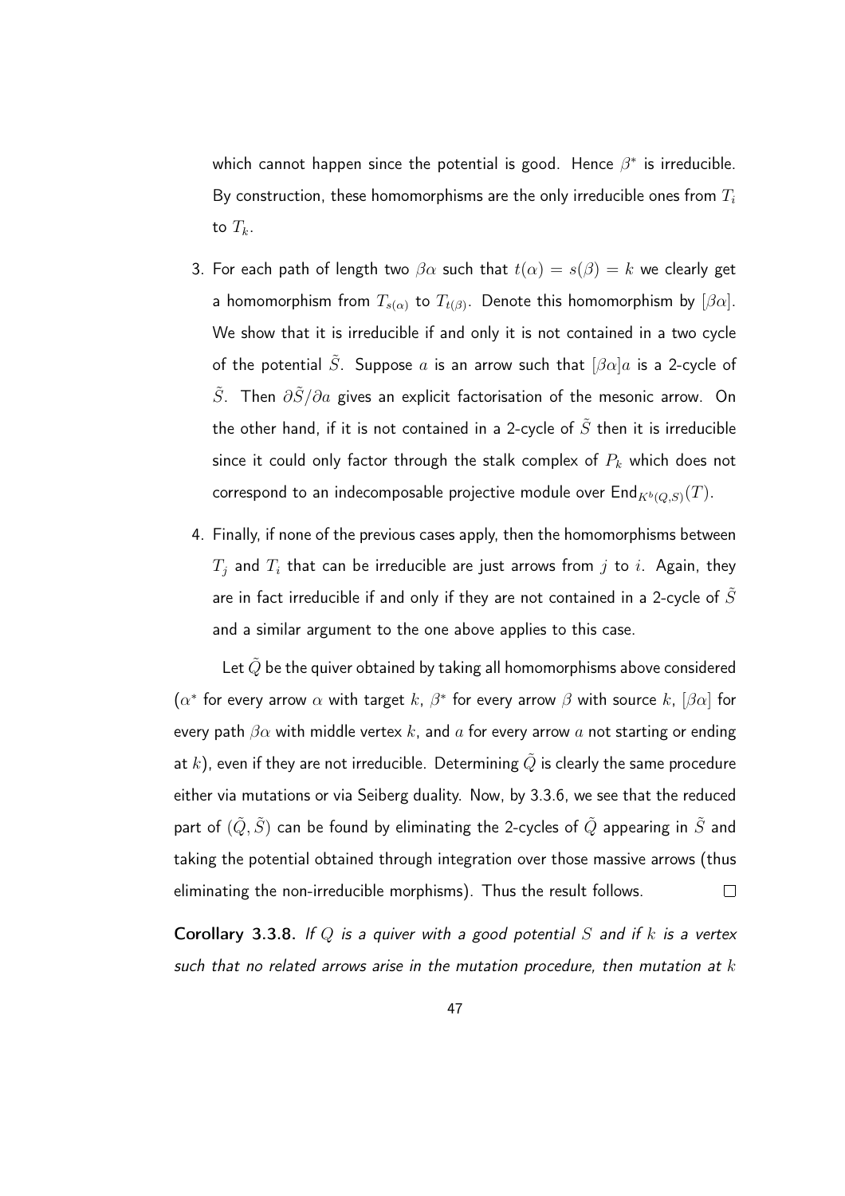which cannot happen since the potential is good. Hence $\beta^*$ is irreducible. By construction, these homomorphisms are the only irreducible ones from $T_i$ to $T_k$.

3. For each path of length two $\beta\alpha$ such that $t(\alpha) = s(\beta) = k$ we clearly get a homomorphism from $T_{s(\alpha)}$ to $T_{t(\beta)}$. Denote this homomorphism by $[\beta\alpha]$. We show that it is irreducible if and only it is not contained in a two cycle of the potential $\tilde{S}$. Suppose $a$ is an arrow such that $[\beta\alpha]a$ is a 2-cycle of $\tilde{S}$. Then $\partial\tilde{S}/\partial a$ gives an explicit factorisation of the mesonic arrow. On the other hand, if it is not contained in a 2-cycle of $\tilde{S}$ then it is irreducible since it could only factor through the stalk complex of $P_k$ which does not correspond to an indecomposable projective module over $\text{End}_{K^b(Q,S)}(T)$.

4. Finally, if none of the previous cases apply, then the homomorphisms between $T_j$ and $T_i$ that can be irreducible are just arrows from $j$ to $i$. Again, they are in fact irreducible if and only if they are not contained in a 2-cycle of $\tilde{S}$ and a similar argument to the one above applies to this case.

Let $\tilde{Q}$ be the quiver obtained by taking all homomorphisms above considered ($\alpha^*$ for every arrow $\alpha$ with target $k$, $\beta^*$ for every arrow $\beta$ with source $k$, $[\beta\alpha]$ for every path $\beta\alpha$ with middle vertex $k$, and $a$ for every arrow $a$ not starting or ending at $k$), even if they are not irreducible. Determining $\tilde{Q}$ is clearly the same procedure either via mutations or via Seiberg duality. Now, by 3.3.6, we see that the reduced part of $(\tilde{Q}, \tilde{S})$ can be found by eliminating the 2-cycles of $\tilde{Q}$ appearing in $\tilde{S}$ and taking the potential obtained through integration over those massive arrows (thus eliminating the non-irreducible morphisms). Thus the result follows. □

**Corollary 3.3.8.** *If $Q$ is a quiver with a good potential $S$ and if $k$ is a vertex such that no related arrows arise in the mutation procedure, then mutation at $k$*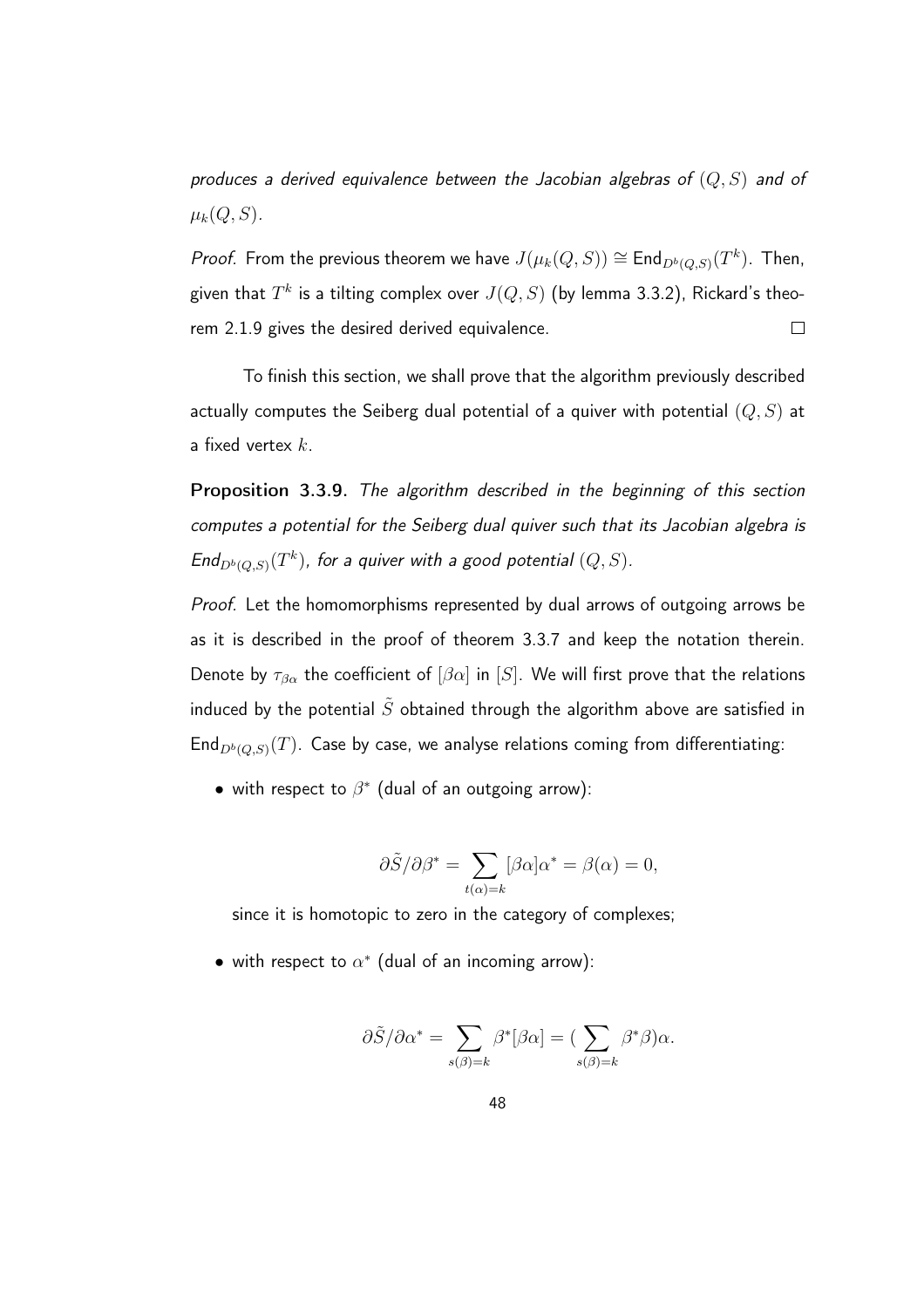*produces a derived equivalence between the Jacobian algebras of $(Q, S)$ and of $\mu_k(Q, S)$.*

*Proof.* From the previous theorem we have $J(\mu_k(Q, S)) \cong \mathsf{End}_{D^b(Q,S)}(T^k)$. Then, given that $T^k$ is a tilting complex over $J(Q, S)$ (by lemma 3.3.2), Rickard's theorem 2.1.9 gives the desired derived equivalence. □

To finish this section, we shall prove that the algorithm previously described actually computes the Seiberg dual potential of a quiver with potential $(Q, S)$ at a fixed vertex $k$.

**Proposition 3.3.9.** *The algorithm described in the beginning of this section computes a potential for the Seiberg dual quiver such that its Jacobian algebra is $\mathsf{End}_{D^b(Q,S)}(T^k)$, for a quiver with a good potential $(Q, S)$.*

*Proof.* Let the homomorphisms represented by dual arrows of outgoing arrows be as it is described in the proof of theorem 3.3.7 and keep the notation therein. Denote by $\tau_{\beta\alpha}$ the coefficient of $[\beta\alpha]$ in $[S]$. We will first prove that the relations induced by the potential $\tilde{S}$ obtained through the algorithm above are satisfied in $\mathsf{End}_{D^b(Q,S)}(T)$. Case by case, we analyse relations coming from differentiating:

- with respect to $\beta^*$ (dual of an outgoing arrow):

$$\partial \tilde{S}/\partial \beta^* = \sum_{t(\alpha)=k} [\beta\alpha]\alpha^* = \beta(\alpha) = 0,$$

  since it is homotopic to zero in the category of complexes;

- with respect to $\alpha^*$ (dual of an incoming arrow):

$$\partial \tilde{S}/\partial \alpha^* = \sum_{s(\beta)=k} \beta^*[\beta\alpha] = (\sum_{s(\beta)=k} \beta^*\beta)\alpha.$$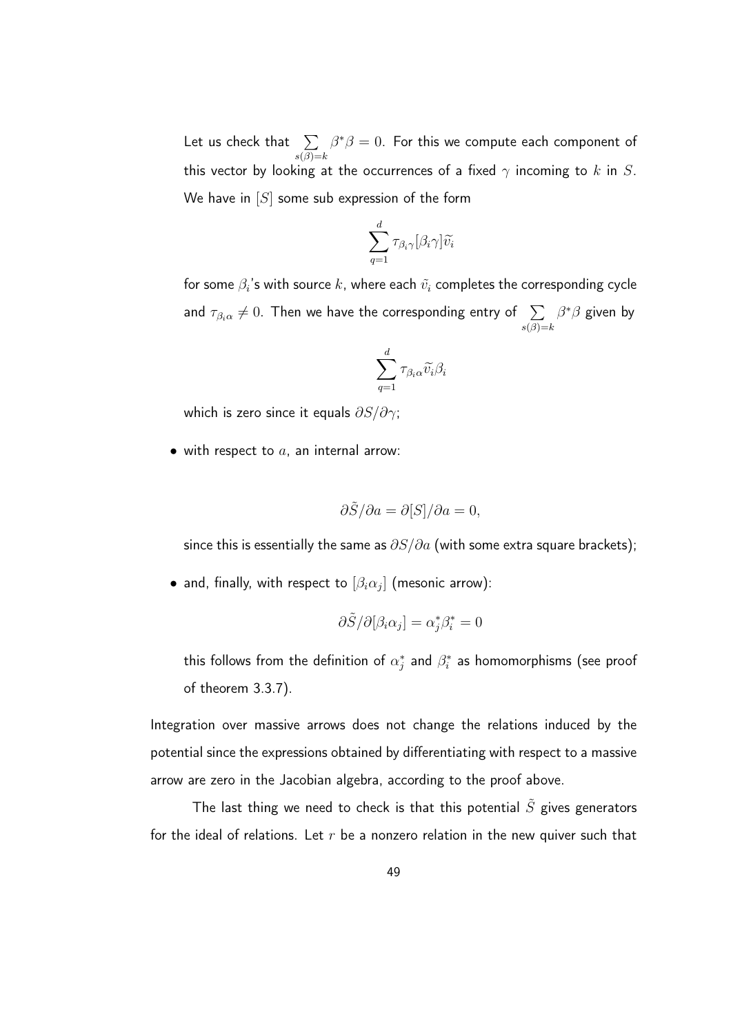Let us check that $\sum_{s(\beta)=k} \beta^*\beta = 0$. For this we compute each component of this vector by looking at the occurrences of a fixed $\gamma$ incoming to $k$ in $S$. We have in $[S]$ some sub expression of the form

$$\sum_{q=1}^{d} \tau_{\beta_i\gamma}[\beta_i\gamma]\widetilde{v_i}$$

for some $\beta_i$'s with source $k$, where each $\tilde{v}_i$ completes the corresponding cycle and $\tau_{\beta_i\alpha} \neq 0$. Then we have the corresponding entry of $\sum_{s(\beta)=k} \beta^*\beta$ given by

$$\sum_{q=1}^{d} \tau_{\beta_i\alpha}\widetilde{v_i}\beta_i$$

which is zero since it equals $\partial S/\partial\gamma$;

- with respect to $a$, an internal arrow:

$$\partial\tilde{S}/\partial a = \partial[S]/\partial a = 0,$$

since this is essentially the same as $\partial S/\partial a$ (with some extra square brackets);

- and, finally, with respect to $[\beta_i\alpha_j]$ (mesonic arrow):

$$\partial\tilde{S}/\partial[\beta_i\alpha_j] = \alpha_j^*\beta_i^* = 0$$

this follows from the definition of $\alpha_j^*$ and $\beta_i^*$ as homomorphisms (see proof of theorem 3.3.7).

Integration over massive arrows does not change the relations induced by the potential since the expressions obtained by differentiating with respect to a massive arrow are zero in the Jacobian algebra, according to the proof above.

The last thing we need to check is that this potential $\tilde{S}$ gives generators for the ideal of relations. Let $r$ be a nonzero relation in the new quiver such that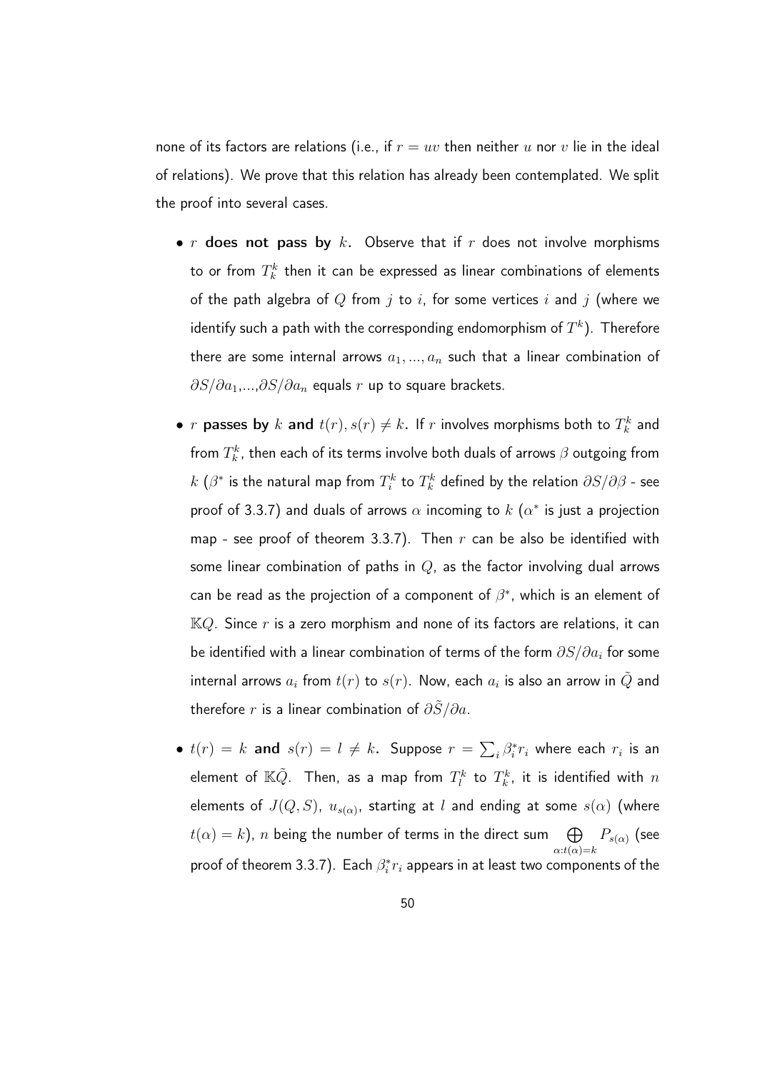none of its factors are relations (i.e., if $r = uv$ then neither $u$ nor $v$ lie in the ideal of relations). We prove that this relation has already been contemplated. We split the proof into several cases.

- **$r$ does not pass by $k$.** Observe that if $r$ does not involve morphisms to or from $T_k^k$ then it can be expressed as linear combinations of elements of the path algebra of $Q$ from $j$ to $i$, for some vertices $i$ and $j$ (where we identify such a path with the corresponding endomorphism of $T^k$). Therefore there are some internal arrows $a_1, ..., a_n$ such that a linear combination of $\partial S/\partial a_1$,...,$\partial S/\partial a_n$ equals $r$ up to square brackets.

- **$r$ passes by $k$ and $t(r), s(r) \neq k$.** If $r$ involves morphisms both to $T_k^k$ and from $T_k^k$, then each of its terms involve both duals of arrows $\beta$ outgoing from $k$ ($\beta^*$ is the natural map from $T_i^k$ to $T_k^k$ defined by the relation $\partial S/\partial \beta$ - see proof of 3.3.7) and duals of arrows $\alpha$ incoming to $k$ ($\alpha^*$ is just a projection map - see proof of theorem 3.3.7). Then $r$ can be also be identified with some linear combination of paths in $Q$, as the factor involving dual arrows can be read as the projection of a component of $\beta^*$, which is an element of $\mathbb{K}Q$. Since $r$ is a zero morphism and none of its factors are relations, it can be identified with a linear combination of terms of the form $\partial S/\partial a_i$ for some internal arrows $a_i$ from $t(r)$ to $s(r)$. Now, each $a_i$ is also an arrow in $\tilde{Q}$ and therefore $r$ is a linear combination of $\partial \tilde{S}/\partial a$.

- **$t(r) = k$ and $s(r) = l \neq k$.** Suppose $r = \sum_i \beta_i^* r_i$ where each $r_i$ is an element of $\mathbb{K}\tilde{Q}$. Then, as a map from $T_l^k$ to $T_k^k$, it is identified with $n$ elements of $J(Q,S)$, $u_{s(\alpha)}$, starting at $l$ and ending at some $s(\alpha)$ (where $t(\alpha) = k$), $n$ being the number of terms in the direct sum $\bigoplus_{\alpha: t(\alpha)=k} P_{s(\alpha)}$ (see proof of theorem 3.3.7). Each $\beta_i^* r_i$ appears in at least two components of the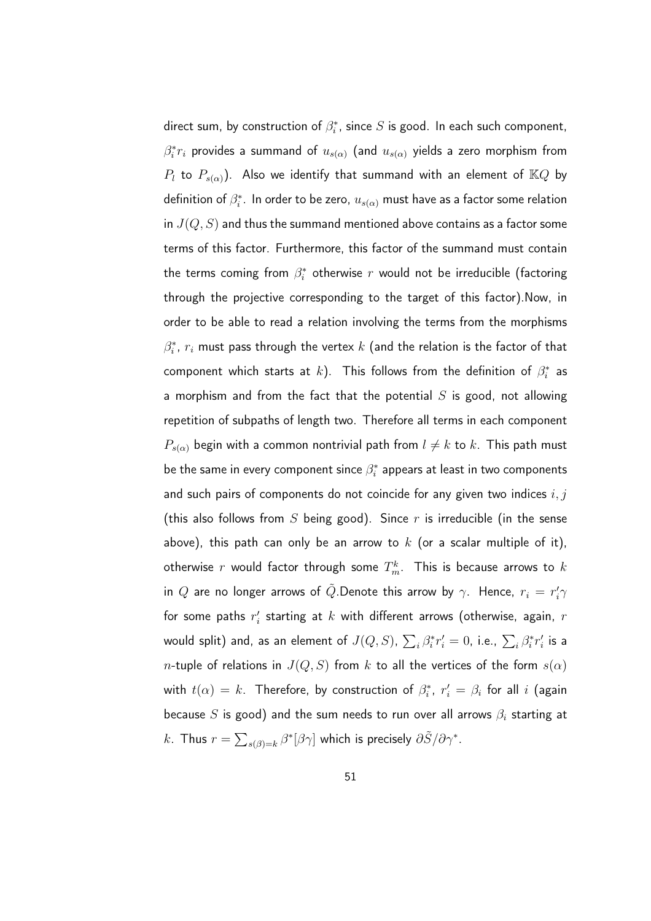direct sum, by construction of $\beta_i^*$, since $S$ is good. In each such component, $\beta_i^* r_i$ provides a summand of $u_{s(\alpha)}$ (and $u_{s(\alpha)}$ yields a zero morphism from $P_l$ to $P_{s(\alpha)}$). Also we identify that summand with an element of $\mathbb{K}Q$ by definition of $\beta_i^*$. In order to be zero, $u_{s(\alpha)}$ must have as a factor some relation in $J(Q, S)$ and thus the summand mentioned above contains as a factor some terms of this factor. Furthermore, this factor of the summand must contain the terms coming from $\beta_i^*$ otherwise $r$ would not be irreducible (factoring through the projective corresponding to the target of this factor).Now, in order to be able to read a relation involving the terms from the morphisms $\beta_i^*$, $r_i$ must pass through the vertex $k$ (and the relation is the factor of that component which starts at $k$). This follows from the definition of $\beta_i^*$ as a morphism and from the fact that the potential $S$ is good, not allowing repetition of subpaths of length two. Therefore all terms in each component $P_{s(\alpha)}$ begin with a common nontrivial path from $l \neq k$ to $k$. This path must be the same in every component since $\beta_i^*$ appears at least in two components and such pairs of components do not coincide for any given two indices $i, j$ (this also follows from $S$ being good). Since $r$ is irreducible (in the sense above), this path can only be an arrow to $k$ (or a scalar multiple of it), otherwise $r$ would factor through some $T_m^k$. This is because arrows to $k$ in $Q$ are no longer arrows of $\tilde{Q}$.Denote this arrow by $\gamma$. Hence, $r_i = r_i'\gamma$ for some paths $r_i'$ starting at $k$ with different arrows (otherwise, again, $r$ would split) and, as an element of $J(Q, S)$, $\sum_i \beta_i^* r_i' = 0$, i.e., $\sum_i \beta_i^* r_i'$ is a $n$-tuple of relations in $J(Q, S)$ from $k$ to all the vertices of the form $s(\alpha)$ with $t(\alpha) = k$. Therefore, by construction of $\beta_i^*$, $r_i' = \beta_i$ for all $i$ (again because $S$ is good) and the sum needs to run over all arrows $\beta_i$ starting at $k$. Thus $r = \sum_{s(\beta)=k} \beta^*[\beta\gamma]$ which is precisely $\partial\tilde{S}/\partial\gamma^*$.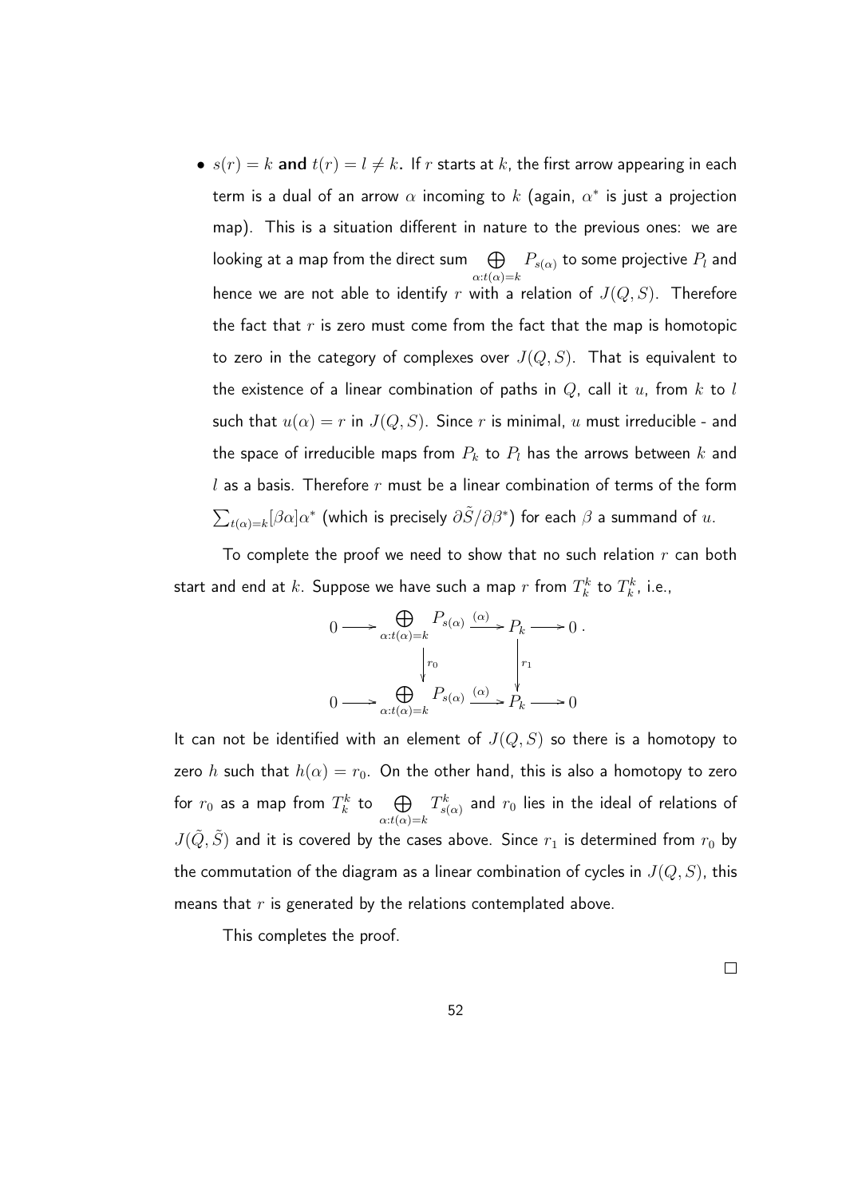- $s(r) = k$ **and** $t(r) = l \neq k$. If $r$ starts at $k$, the first arrow appearing in each term is a dual of an arrow $\alpha$ incoming to $k$ (again, $\alpha^*$ is just a projection map). This is a situation different in nature to the previous ones: we are looking at a map from the direct sum $\bigoplus_{\alpha:t(\alpha)=k} P_{s(\alpha)}$ to some projective $P_l$ and hence we are not able to identify $r$ with a relation of $J(Q,S)$. Therefore the fact that $r$ is zero must come from the fact that the map is homotopic to zero in the category of complexes over $J(Q,S)$. That is equivalent to the existence of a linear combination of paths in $Q$, call it $u$, from $k$ to $l$ such that $u(\alpha) = r$ in $J(Q,S)$. Since $r$ is minimal, $u$ must irreducible - and the space of irreducible maps from $P_k$ to $P_l$ has the arrows between $k$ and $l$ as a basis. Therefore $r$ must be a linear combination of terms of the form $\sum_{t(\alpha)=k} [\beta\alpha]\alpha^*$ (which is precisely $\partial\tilde{S}/\partial\beta^*$) for each $\beta$ a summand of $u$.

To complete the proof we need to show that no such relation $r$ can both start and end at $k$. Suppose we have such a map $r$ from $T_k^k$ to $T_k^k$, i.e.,

$$\begin{array}{ccccccc}
0 & \longrightarrow & \bigoplus_{\alpha:t(\alpha)=k} P_{s(\alpha)} & \xrightarrow{(\alpha)} & P_k & \longrightarrow & 0\,. \\
 & & \Big\downarrow{\scriptstyle r_0} & & \Big\downarrow{\scriptstyle r_1} & & \\
0 & \longrightarrow & \bigoplus_{\alpha:t(\alpha)=k} P_{s(\alpha)} & \xrightarrow{(\alpha)} & P_k & \longrightarrow & 0
\end{array}$$

It can not be identified with an element of $J(Q,S)$ so there is a homotopy to zero $h$ such that $h(\alpha) = r_0$. On the other hand, this is also a homotopy to zero for $r_0$ as a map from $T_k^k$ to $\bigoplus_{\alpha:t(\alpha)=k} T_{s(\alpha)}^k$ and $r_0$ lies in the ideal of relations of $J(\tilde{Q},\tilde{S})$ and it is covered by the cases above. Since $r_1$ is determined from $r_0$ by the commutation of the diagram as a linear combination of cycles in $J(Q,S)$, this means that $r$ is generated by the relations contemplated above.

This completes the proof.

□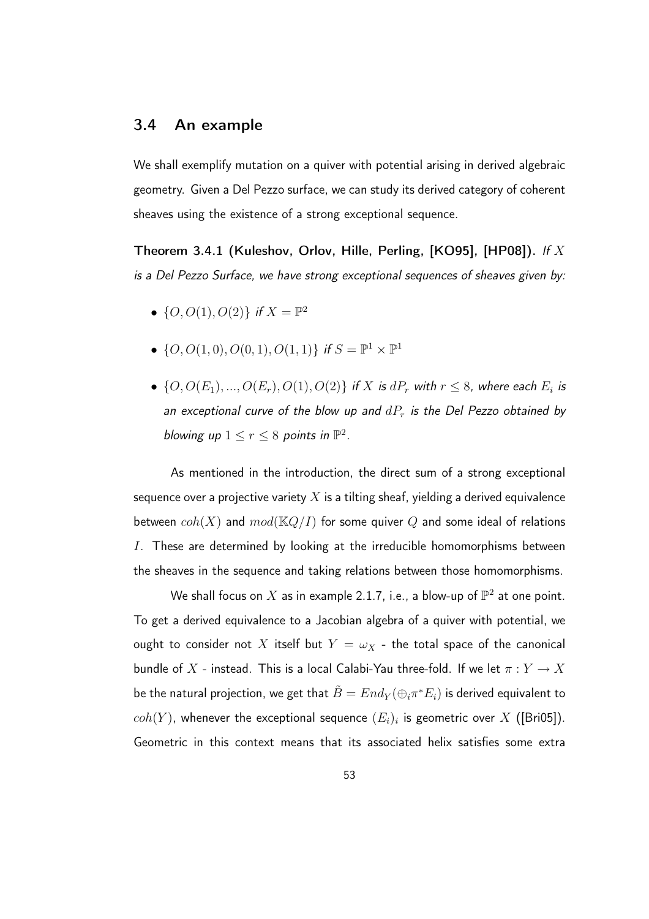## 3.4 An example

We shall exemplify mutation on a quiver with potential arising in derived algebraic geometry. Given a Del Pezzo surface, we can study its derived category of coherent sheaves using the existence of a strong exceptional sequence.

**Theorem 3.4.1 (Kuleshov, Orlov, Hille, Perling, [KO95], [HP08]).** *If $X$ is a Del Pezzo Surface, we have strong exceptional sequences of sheaves given by:*

- $\{O, O(1), O(2)\}$ *if $X = \mathbb{P}^2$*
- $\{O, O(1,0), O(0,1), O(1,1)\}$ *if $S = \mathbb{P}^1 \times \mathbb{P}^1$*
- $\{O, O(E_1), ..., O(E_r), O(1), O(2)\}$ *if $X$ is $dP_r$ with $r \leq 8$, where each $E_i$ is an exceptional curve of the blow up and $dP_r$ is the Del Pezzo obtained by blowing up $1 \leq r \leq 8$ points in $\mathbb{P}^2$.*

As mentioned in the introduction, the direct sum of a strong exceptional sequence over a projective variety $X$ is a tilting sheaf, yielding a derived equivalence between $coh(X)$ and $mod(\mathbb{K}Q/I)$ for some quiver $Q$ and some ideal of relations $I$. These are determined by looking at the irreducible homomorphisms between the sheaves in the sequence and taking relations between those homomorphisms.

We shall focus on $X$ as in example 2.1.7, i.e., a blow-up of $\mathbb{P}^2$ at one point. To get a derived equivalence to a Jacobian algebra of a quiver with potential, we ought to consider not $X$ itself but $Y = \omega_X$ - the total space of the canonical bundle of $X$ - instead. This is a local Calabi-Yau three-fold. If we let $\pi : Y \to X$ be the natural projection, we get that $\tilde{B} = End_Y(\oplus_i \pi^* E_i)$ is derived equivalent to $coh(Y)$, whenever the exceptional sequence $(E_i)_i$ is geometric over $X$ ([Bri05]). Geometric in this context means that its associated helix satisfies some extra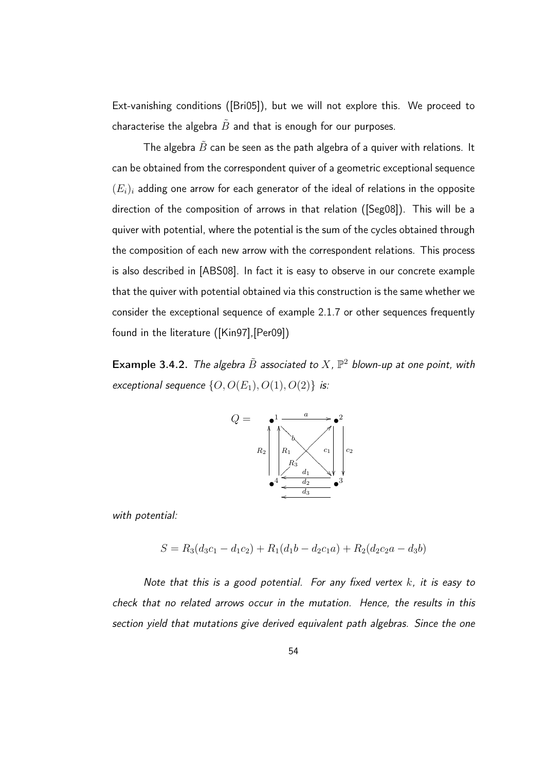Ext-vanishing conditions ([Bri05]), but we will not explore this. We proceed to characterise the algebra $\tilde{B}$ and that is enough for our purposes.

The algebra $\tilde{B}$ can be seen as the path algebra of a quiver with relations. It can be obtained from the correspondent quiver of a geometric exceptional sequence $(E_i)_i$ adding one arrow for each generator of the ideal of relations in the opposite direction of the composition of arrows in that relation ([Seg08]). This will be a quiver with potential, where the potential is the sum of the cycles obtained through the composition of each new arrow with the correspondent relations. This process is also described in [ABS08]. In fact it is easy to observe in our concrete example that the quiver with potential obtained via this construction is the same whether we consider the exceptional sequence of example 2.1.7 or other sequences frequently found in the literature ([Kin97],[Per09])

**Example 3.4.2.** *The algebra $\tilde{B}$ associated to $X$, $\mathbb{P}^2$ blown-up at one point, with exceptional sequence $\{O, O(E_1), O(1), O(2)\}$ is:*

$$Q = \begin{array}{ccc} \bullet^1 & \xrightarrow{a} & \bullet^2 \\ R_2 \uparrow \; \uparrow R_1 & \overset{b}{\searrow} \; \overset{R_3}{\swarrow} & c_1 \downarrow \; \downarrow c_2 \\ \bullet^4 & \xleftarrow[d_2, \, d_3]{d_1} & \bullet^3 \end{array}$$

*with potential:*

$$S = R_3(d_3c_1 - d_1c_2) + R_1(d_1b - d_2c_1a) + R_2(d_2c_2a - d_3b)$$

*Note that this is a good potential. For any fixed vertex $k$, it is easy to check that no related arrows occur in the mutation. Hence, the results in this section yield that mutations give derived equivalent path algebras. Since the one*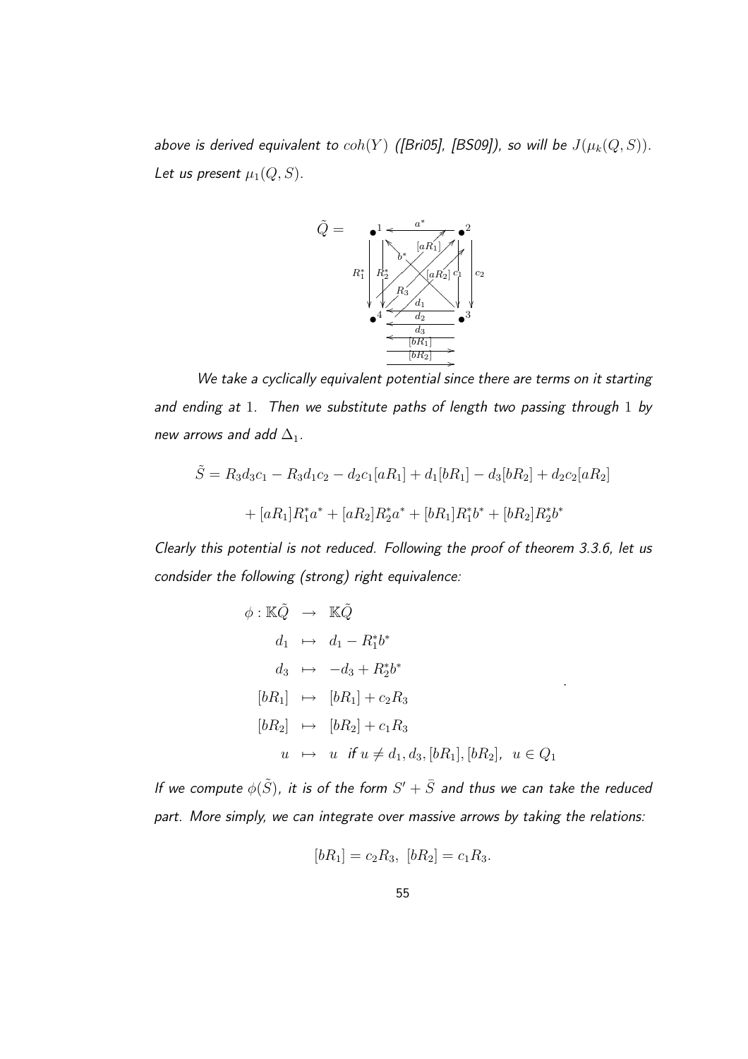above is derived equivalent to $coh(Y)$ ([Bri05], [BS09]), so will be $J(\mu_k(Q,S))$. Let us present $\mu_1(Q,S)$.

$\tilde{Q} =$ (quiver diagram with vertices 1, 2, 3, 4 and arrows $a^*$, $b^*$, $R_1^*$, $R_2^*$, $R_3$, $[aR_1]$, $[aR_2]$, $c_1$, $c_2$, $d_1$, $d_2$, $d_3$, $[bR_1]$, $[bR_2]$)

We take a cyclically equivalent potential since there are terms on it starting and ending at 1. Then we substitute paths of length two passing through 1 by new arrows and add $\Delta_1$.

$$\tilde{S} = R_3d_3c_1 - R_3d_1c_2 - d_2c_1[aR_1] + d_1[bR_1] - d_3[bR_2] + d_2c_2[aR_2]$$

$$+ [aR_1]R_1^*a^* + [aR_2]R_2^*a^* + [bR_1]R_1^*b^* + [bR_2]R_2^*b^*$$

Clearly this potential is not reduced. Following the proof of theorem 3.3.6, let us condsider the following (strong) right equivalence:

$$\begin{aligned}
\phi : \mathbb{K}\tilde{Q} &\rightarrow \mathbb{K}\tilde{Q} \\
d_1 &\mapsto d_1 - R_1^*b^* \\
d_3 &\mapsto -d_3 + R_2^*b^* \\
[bR_1] &\mapsto [bR_1] + c_2R_3 \\
[bR_2] &\mapsto [bR_2] + c_1R_3 \\
u &\mapsto u \;\; \text{if } u \neq d_1, d_3, [bR_1], [bR_2], \;\; u \in Q_1
\end{aligned}$$

If we compute $\phi(\tilde{S})$, it is of the form $S' + \bar{S}$ and thus we can take the reduced part. More simply, we can integrate over massive arrows by taking the relations:

$$[bR_1] = c_2R_3, \;\; [bR_2] = c_1R_3.$$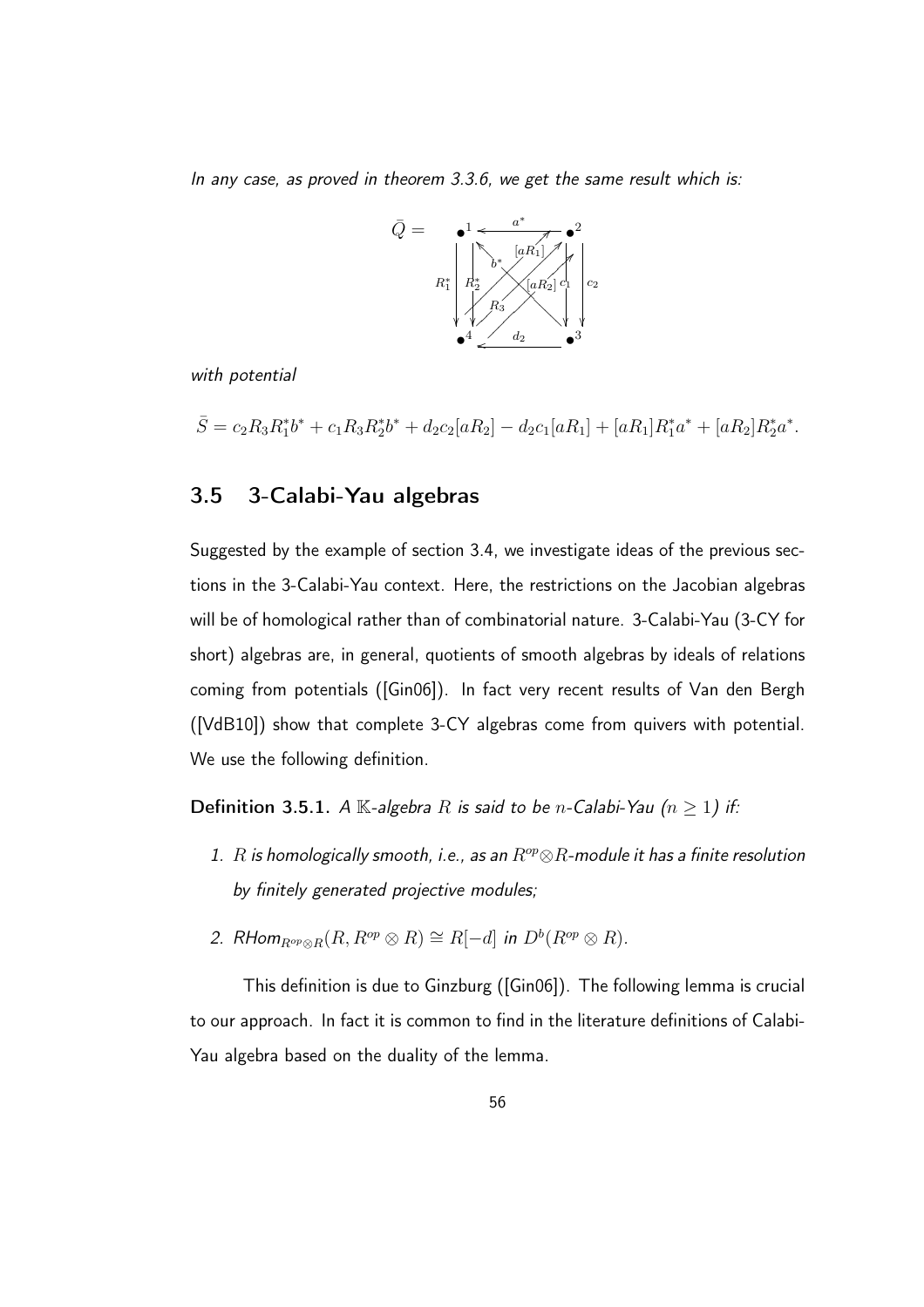*In any case, as proved in theorem 3.3.6, we get the same result which is:*

$\bar{Q} =$

*with potential*

$$\bar{S} = c_2 R_3 R_1^* b^* + c_1 R_3 R_2^* b^* + d_2 c_2 [aR_2] - d_2 c_1 [aR_1] + [aR_1] R_1^* a^* + [aR_2] R_2^* a^*.$$

## 3.5 3-Calabi-Yau algebras

Suggested by the example of section 3.4, we investigate ideas of the previous sections in the 3-Calabi-Yau context. Here, the restrictions on the Jacobian algebras will be of homological rather than of combinatorial nature. 3-Calabi-Yau (3-CY for short) algebras are, in general, quotients of smooth algebras by ideals of relations coming from potentials ([Gin06]). In fact very recent results of Van den Bergh ([VdB10]) show that complete 3-CY algebras come from quivers with potential. We use the following definition.

**Definition 3.5.1.** *A $\mathbb{K}$-algebra $R$ is said to be $n$-Calabi-Yau ($n \geq 1$) if:*

1. *$R$ is homologically smooth, i.e., as an $R^{op} \otimes R$-module it has a finite resolution by finitely generated projective modules;*
2. *$RHom_{R^{op} \otimes R}(R, R^{op} \otimes R) \cong R[-d]$ in $D^b(R^{op} \otimes R)$.*

This definition is due to Ginzburg ([Gin06]). The following lemma is crucial to our approach. In fact it is common to find in the literature definitions of Calabi-Yau algebra based on the duality of the lemma.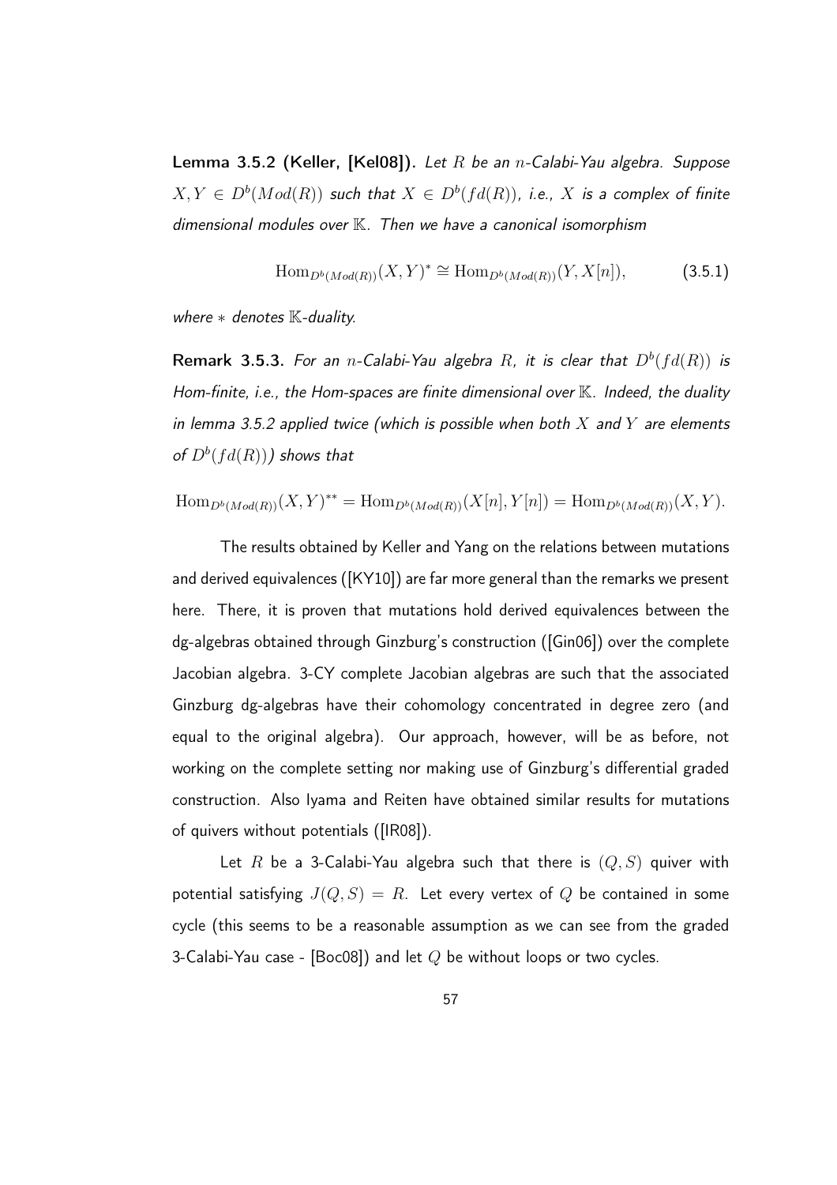**Lemma 3.5.2 (Keller, [Kel08]).** *Let $R$ be an $n$-Calabi-Yau algebra. Suppose $X, Y \in D^b(Mod(R))$ such that $X \in D^b(fd(R))$, i.e., $X$ is a complex of finite dimensional modules over $\mathbb{K}$. Then we have a canonical isomorphism*

$$\mathrm{Hom}_{D^b(Mod(R))}(X,Y)^* \cong \mathrm{Hom}_{D^b(Mod(R))}(Y, X[n]), \tag{3.5.1}$$

*where $*$ denotes $\mathbb{K}$-duality.*

**Remark 3.5.3.** *For an $n$-Calabi-Yau algebra $R$, it is clear that $D^b(fd(R))$ is Hom-finite, i.e., the Hom-spaces are finite dimensional over $\mathbb{K}$. Indeed, the duality in lemma 3.5.2 applied twice (which is possible when both $X$ and $Y$ are elements of $D^b(fd(R))$) shows that*

$$\mathrm{Hom}_{D^b(Mod(R))}(X,Y)^{**} = \mathrm{Hom}_{D^b(Mod(R))}(X[n], Y[n]) = \mathrm{Hom}_{D^b(Mod(R))}(X,Y).$$

The results obtained by Keller and Yang on the relations between mutations and derived equivalences ([KY10]) are far more general than the remarks we present here. There, it is proven that mutations hold derived equivalences between the dg-algebras obtained through Ginzburg's construction ([Gin06]) over the complete Jacobian algebra. 3-CY complete Jacobian algebras are such that the associated Ginzburg dg-algebras have their cohomology concentrated in degree zero (and equal to the original algebra). Our approach, however, will be as before, not working on the complete setting nor making use of Ginzburg's differential graded construction. Also Iyama and Reiten have obtained similar results for mutations of quivers without potentials ([IR08]).

Let $R$ be a 3-Calabi-Yau algebra such that there is $(Q, S)$ quiver with potential satisfying $J(Q, S) = R$. Let every vertex of $Q$ be contained in some cycle (this seems to be a reasonable assumption as we can see from the graded 3-Calabi-Yau case - [Boc08]) and let $Q$ be without loops or two cycles.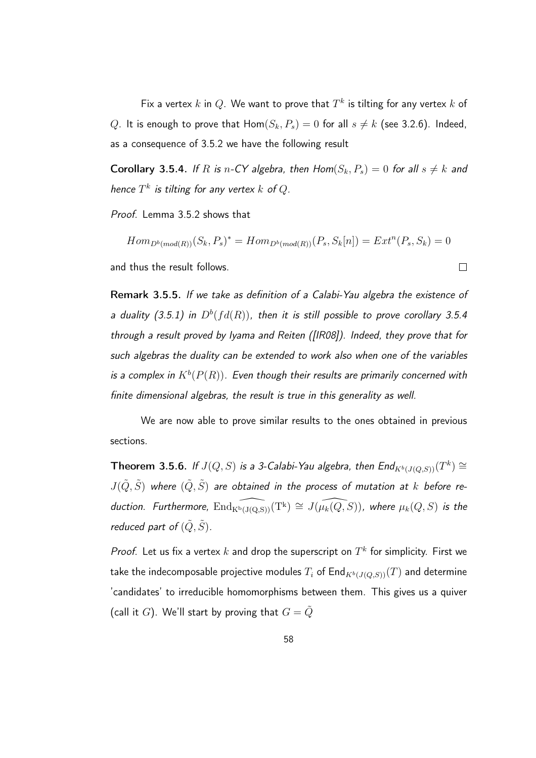Fix a vertex $k$ in $Q$. We want to prove that $T^k$ is tilting for any vertex $k$ of $Q$. It is enough to prove that $\mathrm{Hom}(S_k, P_s) = 0$ for all $s \neq k$ (see 3.2.6). Indeed, as a consequence of 3.5.2 we have the following result

**Corollary 3.5.4.** *If $R$ is $n$-CY algebra, then $Hom(S_k, P_s) = 0$ for all $s \neq k$ and hence $T^k$ is tilting for any vertex $k$ of $Q$.*

*Proof.* Lemma 3.5.2 shows that

$$Hom_{D^b(mod(R))}(S_k, P_s)^* = Hom_{D^b(mod(R))}(P_s, S_k[n]) = Ext^n(P_s, S_k) = 0$$

and thus the result follows. □

**Remark 3.5.5.** *If we take as definition of a Calabi-Yau algebra the existence of a duality (3.5.1) in $D^b(fd(R))$, then it is still possible to prove corollary 3.5.4 through a result proved by Iyama and Reiten ([IR08]). Indeed, they prove that for such algebras the duality can be extended to work also when one of the variables is a complex in $K^b(P(R))$. Even though their results are primarily concerned with finite dimensional algebras, the result is true in this generality as well.*

We are now able to prove similar results to the ones obtained in previous sections.

**Theorem 3.5.6.** *If $J(Q, S)$ is a 3-Calabi-Yau algebra, then $End_{K^b(J(Q,S))}(T^k) \cong J(\tilde{Q}, \tilde{S})$ where $(\tilde{Q}, \tilde{S})$ are obtained in the process of mutation at $k$ before reduction. Furthermore, $\widehat{\mathrm{End}_{K^b(J(Q,S))}}(T^k) \cong J(\widehat{\mu_k(Q, S)})$, where $\mu_k(Q, S)$ is the reduced part of $(\tilde{Q}, \tilde{S})$.*

*Proof.* Let us fix a vertex $k$ and drop the superscript on $T^k$ for simplicity. First we take the indecomposable projective modules $T_i$ of $\mathrm{End}_{K^b(J(Q,S))}(T)$ and determine 'candidates' to irreducible homomorphisms between them. This gives us a quiver (call it $G$). We'll start by proving that $G = \tilde{Q}$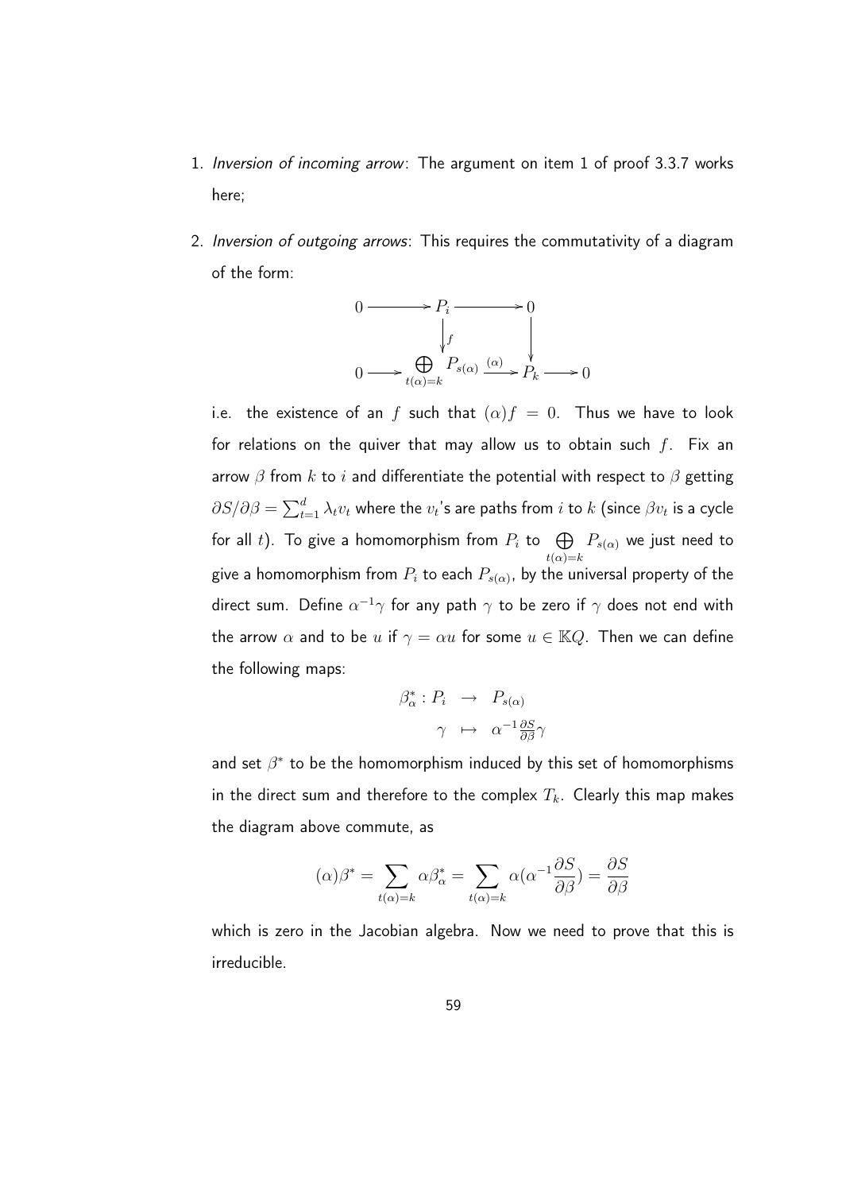1. *Inversion of incoming arrow*: The argument on item 1 of proof 3.3.7 works here;

2. *Inversion of outgoing arrows*: This requires the commutativity of a diagram of the form:

$$\begin{array}{ccccccc} 0 & \longrightarrow & P_i & \longrightarrow & 0 & & \\ & & \downarrow f & & \downarrow & & \\ 0 & \longrightarrow & \bigoplus\limits_{t(\alpha)=k} P_{s(\alpha)} & \xrightarrow{(\alpha)} & P_k & \longrightarrow & 0 \end{array}$$

i.e. the existence of an $f$ such that $(\alpha)f = 0$. Thus we have to look for relations on the quiver that may allow us to obtain such $f$. Fix an arrow $\beta$ from $k$ to $i$ and differentiate the potential with respect to $\beta$ getting $\partial S/\partial\beta = \sum_{t=1}^{d} \lambda_t v_t$ where the $v_t$'s are paths from $i$ to $k$ (since $\beta v_t$ is a cycle for all $t$). To give a homomorphism from $P_i$ to $\bigoplus\limits_{t(\alpha)=k} P_{s(\alpha)}$ we just need to give a homomorphism from $P_i$ to each $P_{s(\alpha)}$, by the universal property of the direct sum. Define $\alpha^{-1}\gamma$ for any path $\gamma$ to be zero if $\gamma$ does not end with the arrow $\alpha$ and to be $u$ if $\gamma = \alpha u$ for some $u \in \mathbb{K}Q$. Then we can define the following maps:

$$\begin{aligned} \beta^*_\alpha : P_i &\rightarrow P_{s(\alpha)} \\ \gamma &\mapsto \alpha^{-1}\tfrac{\partial S}{\partial \beta}\gamma \end{aligned}$$

and set $\beta^*$ to be the homomorphism induced by this set of homomorphisms in the direct sum and therefore to the complex $T_k$. Clearly this map makes the diagram above commute, as

$$(\alpha)\beta^* = \sum_{t(\alpha)=k} \alpha\beta^*_\alpha = \sum_{t(\alpha)=k} \alpha(\alpha^{-1}\frac{\partial S}{\partial \beta}) = \frac{\partial S}{\partial \beta}$$

which is zero in the Jacobian algebra. Now we need to prove that this is irreducible.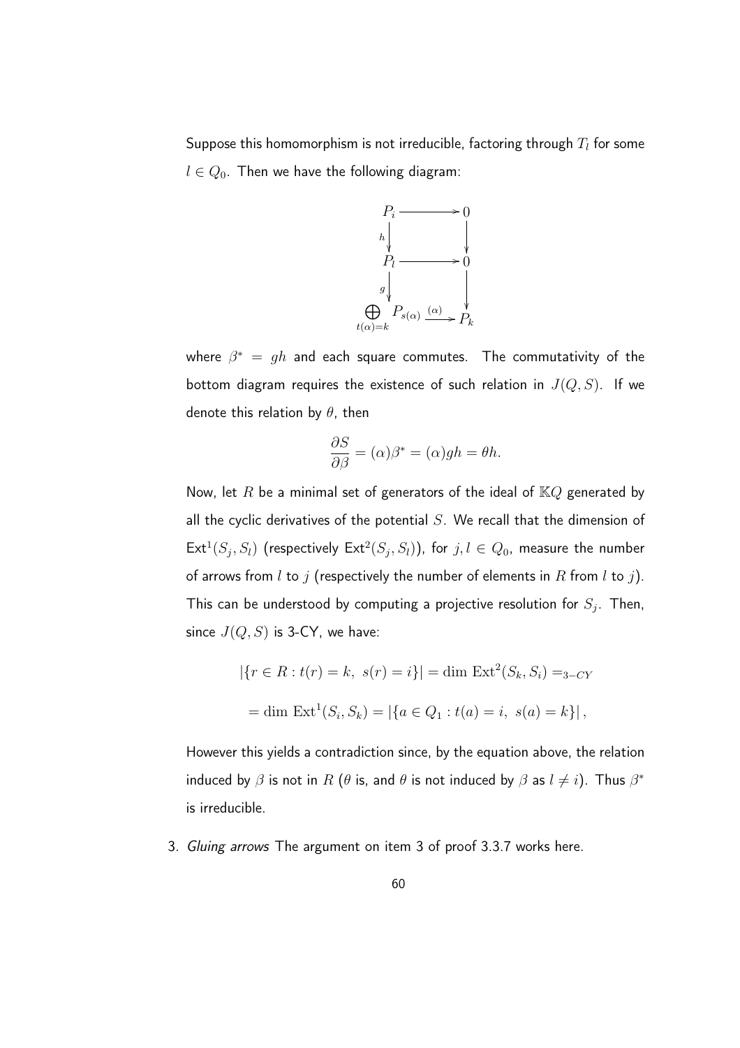Suppose this homomorphism is not irreducible, factoring through $T_l$ for some $l \in Q_0$. Then we have the following diagram:

$$
\begin{array}{ccc}
P_i & \longrightarrow & 0 \\
{\scriptstyle h}\big\downarrow & & \big\downarrow \\
P_l & \longrightarrow & 0 \\
{\scriptstyle g}\big\downarrow & & \big\downarrow \\
\bigoplus_{t(\alpha)=k} P_{s(\alpha)} & \xrightarrow{(\alpha)} & P_k
\end{array}
$$

where $\beta^* = gh$ and each square commutes. The commutativity of the bottom diagram requires the existence of such relation in $J(Q,S)$. If we denote this relation by $\theta$, then

$$\frac{\partial S}{\partial \beta} = (\alpha)\beta^* = (\alpha)gh = \theta h.$$

Now, let $R$ be a minimal set of generators of the ideal of $\mathbb{K}Q$ generated by all the cyclic derivatives of the potential $S$. We recall that the dimension of $\mathrm{Ext}^1(S_j, S_l)$ (respectively $\mathrm{Ext}^2(S_j, S_l)$), for $j, l \in Q_0$, measure the number of arrows from $l$ to $j$ (respectively the number of elements in $R$ from $l$ to $j$). This can be understood by computing a projective resolution for $S_j$. Then, since $J(Q,S)$ is 3-CY, we have:

$$
\begin{aligned}
&|\{r \in R : t(r) = k,\ s(r) = i\}| = \dim \mathrm{Ext}^2(S_k, S_i) =_{3-CY} \\
&= \dim \mathrm{Ext}^1(S_i, S_k) = |\{a \in Q_1 : t(a) = i,\ s(a) = k\}|,
\end{aligned}
$$

However this yields a contradiction since, by the equation above, the relation induced by $\beta$ is not in $R$ ($\theta$ is, and $\theta$ is not induced by $\beta$ as $l \neq i$). Thus $\beta^*$ is irreducible.

3. *Gluing arrows* The argument on item 3 of proof 3.3.7 works here.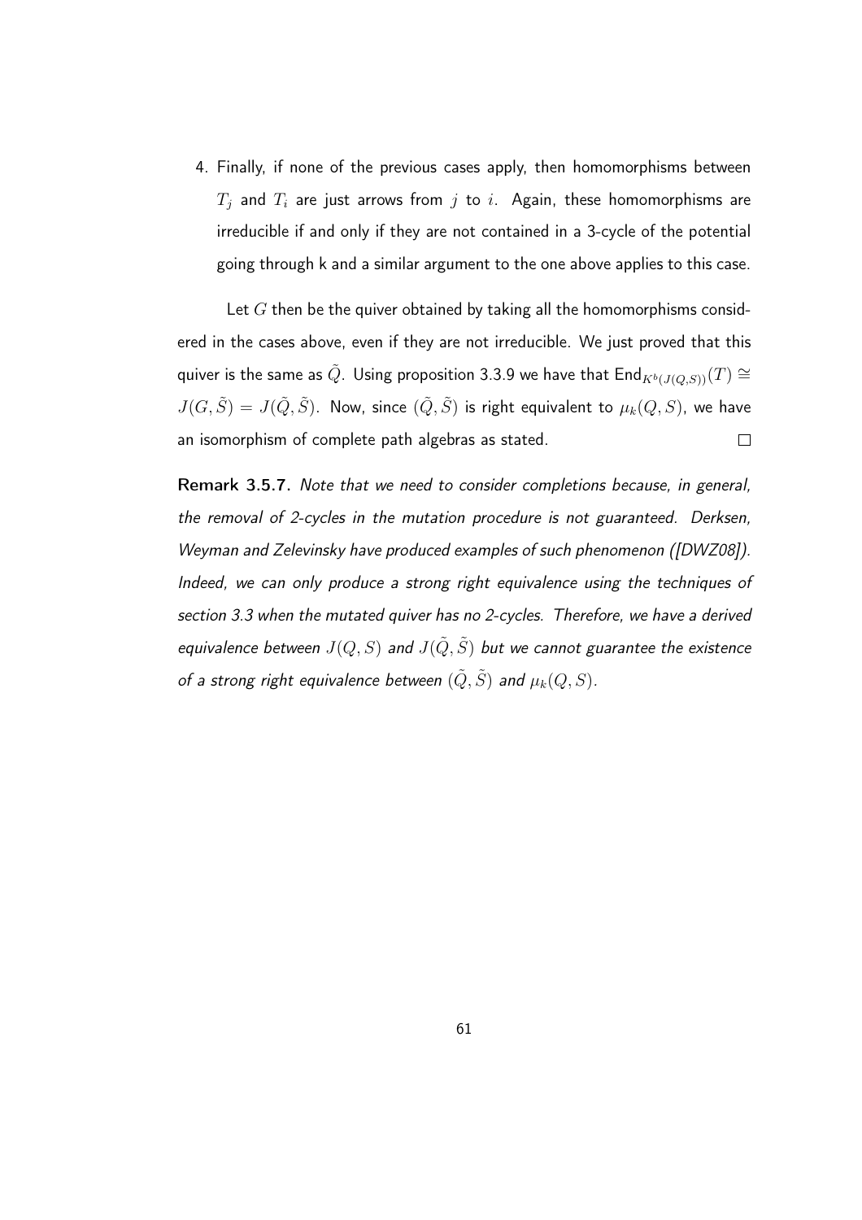4. Finally, if none of the previous cases apply, then homomorphisms between $T_j$ and $T_i$ are just arrows from $j$ to $i$. Again, these homomorphisms are irreducible if and only if they are not contained in a 3-cycle of the potential going through k and a similar argument to the one above applies to this case.

Let $G$ then be the quiver obtained by taking all the homomorphisms considered in the cases above, even if they are not irreducible. We just proved that this quiver is the same as $\tilde{Q}$. Using proposition 3.3.9 we have that $\mathrm{End}_{K^b(J(Q,S))}(T) \cong J(G, \tilde{S}) = J(\tilde{Q}, \tilde{S})$. Now, since $(\tilde{Q}, \tilde{S})$ is right equivalent to $\mu_k(Q, S)$, we have an isomorphism of complete path algebras as stated. $\square$

**Remark 3.5.7.** *Note that we need to consider completions because, in general, the removal of 2-cycles in the mutation procedure is not guaranteed. Derksen, Weyman and Zelevinsky have produced examples of such phenomenon ([DWZ08]). Indeed, we can only produce a strong right equivalence using the techniques of section 3.3 when the mutated quiver has no 2-cycles. Therefore, we have a derived equivalence between $J(Q, S)$ and $J(\tilde{Q}, \tilde{S})$ but we cannot guarantee the existence of a strong right equivalence between $(\tilde{Q}, \tilde{S})$ and $\mu_k(Q, S)$.*